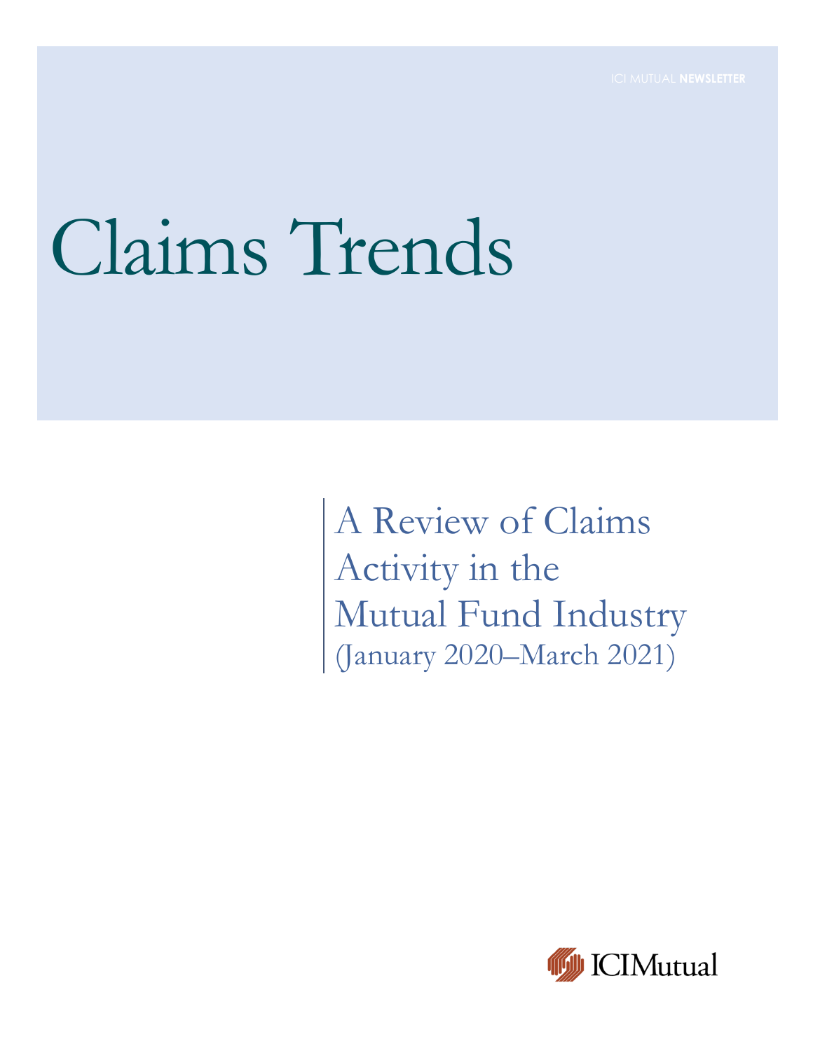ICI MUTUAL **NEWSLETTER**

# Claims Trends

## A Review of Claims Activity in the Mutual Fund Industry (January 2020–March 2021)

ICIMutual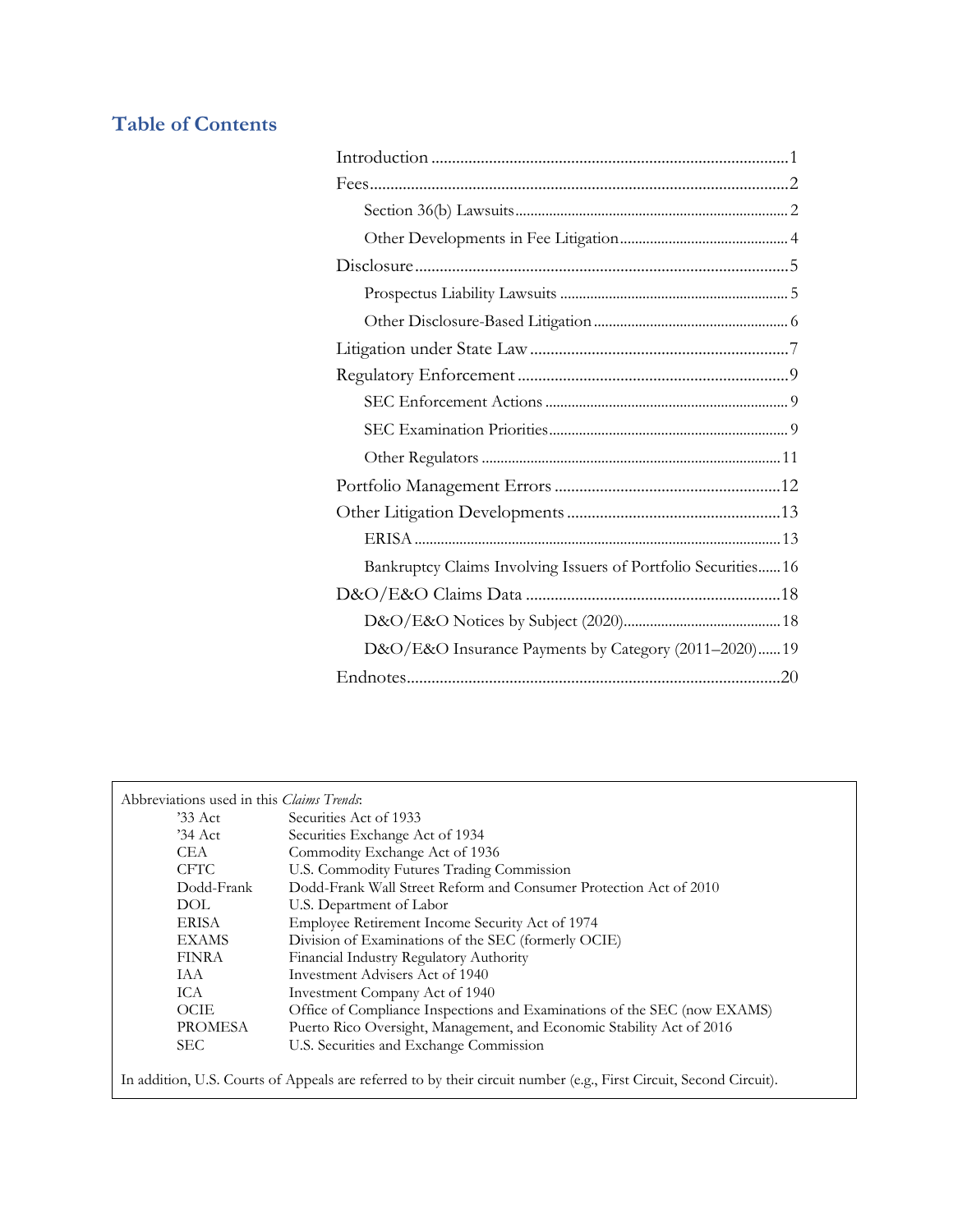## Table of Contents

- Introduction ... 1
- Fees ... 2
  - Section 36(b) Lawsuits ... 2
  - Other Developments in Fee Litigation ... 4
- Disclosure ... 5
  - Prospectus Liability Lawsuits ... 5
  - Other Disclosure-Based Litigation ... 6
- Litigation under State Law ... 7
- Regulatory Enforcement ... 9
  - SEC Enforcement Actions ... 9
  - SEC Examination Priorities ... 9
  - Other Regulators ... 11
- Portfolio Management Errors ... 12
- Other Litigation Developments ... 13
  - ERISA ... 13
  - Bankruptcy Claims Involving Issuers of Portfolio Securities ... 16
- D&O/E&O Claims Data ... 18
  - D&O/E&O Notices by Subject (2020) ... 18
  - D&O/E&O Insurance Payments by Category (2011–2020) ... 19
- Endnotes ... 20

Abbreviations used in this *Claims Trends*:

| | |
|---|---|
| '33 Act | Securities Act of 1933 |
| '34 Act | Securities Exchange Act of 1934 |
| CEA | Commodity Exchange Act of 1936 |
| CFTC | U.S. Commodity Futures Trading Commission |
| Dodd-Frank | Dodd-Frank Wall Street Reform and Consumer Protection Act of 2010 |
| DOL | U.S. Department of Labor |
| ERISA | Employee Retirement Income Security Act of 1974 |
| EXAMS | Division of Examinations of the SEC (formerly OCIE) |
| FINRA | Financial Industry Regulatory Authority |
| IAA | Investment Advisers Act of 1940 |
| ICA | Investment Company Act of 1940 |
| OCIE | Office of Compliance Inspections and Examinations of the SEC (now EXAMS) |
| PROMESA | Puerto Rico Oversight, Management, and Economic Stability Act of 2016 |
| SEC | U.S. Securities and Exchange Commission |

In addition, U.S. Courts of Appeals are referred to by their circuit number (e.g., First Circuit, Second Circuit).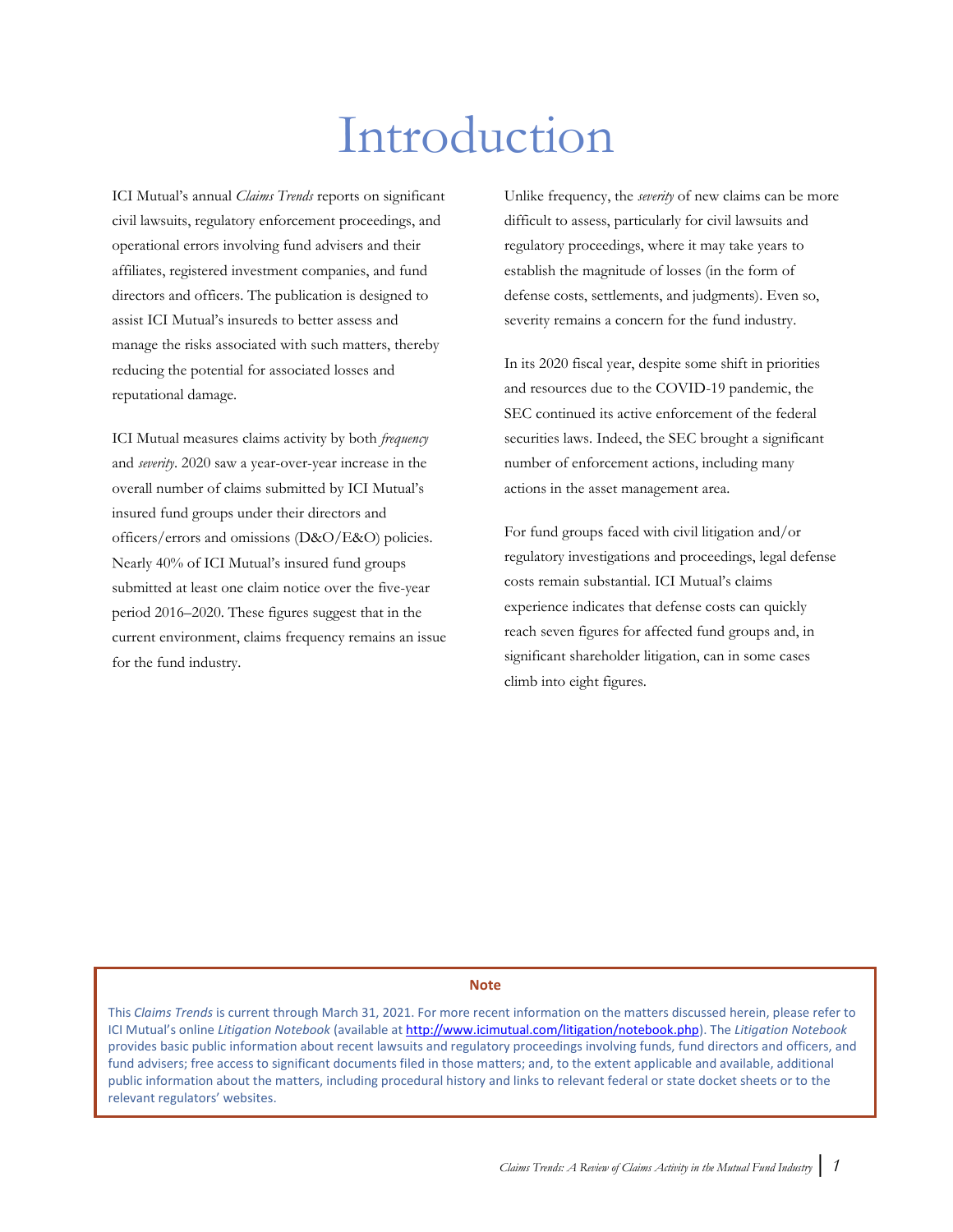# Introduction

ICI Mutual's annual *Claims Trends* reports on significant civil lawsuits, regulatory enforcement proceedings, and operational errors involving fund advisers and their affiliates, registered investment companies, and fund directors and officers. The publication is designed to assist ICI Mutual's insureds to better assess and manage the risks associated with such matters, thereby reducing the potential for associated losses and reputational damage.

ICI Mutual measures claims activity by both *frequency* and *severity*. 2020 saw a year-over-year increase in the overall number of claims submitted by ICI Mutual's insured fund groups under their directors and officers/errors and omissions (D&O/E&O) policies. Nearly 40% of ICI Mutual's insured fund groups submitted at least one claim notice over the five-year period 2016–2020. These figures suggest that in the current environment, claims frequency remains an issue for the fund industry.

Unlike frequency, the *severity* of new claims can be more difficult to assess, particularly for civil lawsuits and regulatory proceedings, where it may take years to establish the magnitude of losses (in the form of defense costs, settlements, and judgments). Even so, severity remains a concern for the fund industry.

In its 2020 fiscal year, despite some shift in priorities and resources due to the COVID-19 pandemic, the SEC continued its active enforcement of the federal securities laws. Indeed, the SEC brought a significant number of enforcement actions, including many actions in the asset management area.

For fund groups faced with civil litigation and/or regulatory investigations and proceedings, legal defense costs remain substantial. ICI Mutual's claims experience indicates that defense costs can quickly reach seven figures for affected fund groups and, in significant shareholder litigation, can in some cases climb into eight figures.

**Note**

This *Claims Trends* is current through March 31, 2021. For more recent information on the matters discussed herein, please refer to ICI Mutual's online *Litigation Notebook* (available at http://www.icimutual.com/litigation/notebook.php). The *Litigation Notebook* provides basic public information about recent lawsuits and regulatory proceedings involving funds, fund directors and officers, and fund advisers; free access to significant documents filed in those matters; and, to the extent applicable and available, additional public information about the matters, including procedural history and links to relevant federal or state docket sheets or to the relevant regulators' websites.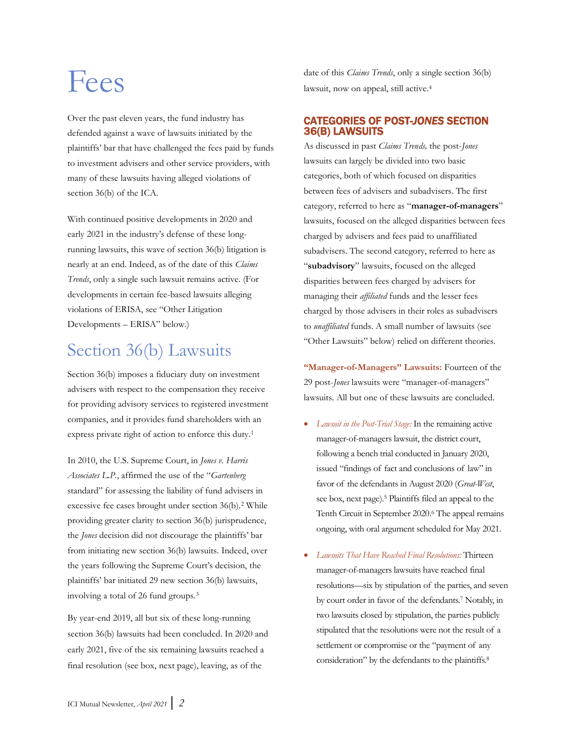# Fees

Over the past eleven years, the fund industry has defended against a wave of lawsuits initiated by the plaintiffs' bar that have challenged the fees paid by funds to investment advisers and other service providers, with many of these lawsuits having alleged violations of section 36(b) of the ICA.

With continued positive developments in 2020 and early 2021 in the industry's defense of these long-running lawsuits, this wave of section 36(b) litigation is nearly at an end. Indeed, as of the date of this *Claims Trends*, only a single such lawsuit remains active. (For developments in certain fee-based lawsuits alleging violations of ERISA, see "Other Litigation Developments – ERISA" below.)

## Section 36(b) Lawsuits

Section 36(b) imposes a fiduciary duty on investment advisers with respect to the compensation they receive for providing advisory services to registered investment companies, and it provides fund shareholders with an express private right of action to enforce this duty.[1]

In 2010, the U.S. Supreme Court, in *Jones v. Harris Associates L.P.*, affirmed the use of the "*Gartenberg* standard" for assessing the liability of fund advisers in excessive fee cases brought under section 36(b).[2] While providing greater clarity to section 36(b) jurisprudence, the *Jones* decision did not discourage the plaintiffs' bar from initiating new section 36(b) lawsuits. Indeed, over the years following the Supreme Court's decision, the plaintiffs' bar initiated 29 new section 36(b) lawsuits, involving a total of 26 fund groups.[3]

By year-end 2019, all but six of these long-running section 36(b) lawsuits had been concluded. In 2020 and early 2021, five of the six remaining lawsuits reached a final resolution (see box, next page), leaving, as of the date of this *Claims Trends*, only a single section 36(b) lawsuit, now on appeal, still active.[4]

### CATEGORIES OF POST-*JONES* SECTION 36(B) LAWSUITS

As discussed in past *Claims Trends,* the post-*Jones* lawsuits can largely be divided into two basic categories, both of which focused on disparities between fees of advisers and subadvisers. The first category, referred to here as "**manager-of-managers**" lawsuits, focused on the alleged disparities between fees charged by advisers and fees paid to unaffiliated subadvisers. The second category, referred to here as "**subadvisory**" lawsuits, focused on the alleged disparities between fees charged by advisers for managing their *affiliated* funds and the lesser fees charged by those advisers in their roles as subadvisers to *unaffiliated* funds. A small number of lawsuits (see "Other Lawsuits" below) relied on different theories.

**"Manager-of-Managers" Lawsuits:** Fourteen of the 29 post-*Jones* lawsuits were "manager-of-managers" lawsuits. All but one of these lawsuits are concluded.

- *Lawsuit in the Post-Trial Stage:* In the remaining active manager-of-managers lawsuit, the district court, following a bench trial conducted in January 2020, issued "findings of fact and conclusions of law" in favor of the defendants in August 2020 (*Great-West*, see box, next page).[5] Plaintiffs filed an appeal to the Tenth Circuit in September 2020.[6] The appeal remains ongoing, with oral argument scheduled for May 2021.

- *Lawsuits That Have Reached Final Resolutions:* Thirteen manager-of-managers lawsuits have reached final resolutions—six by stipulation of the parties, and seven by court order in favor of the defendants.[7] Notably, in two lawsuits closed by stipulation, the parties publicly stipulated that the resolutions were not the result of a settlement or compromise or the "payment of any consideration" by the defendants to the plaintiffs.[8]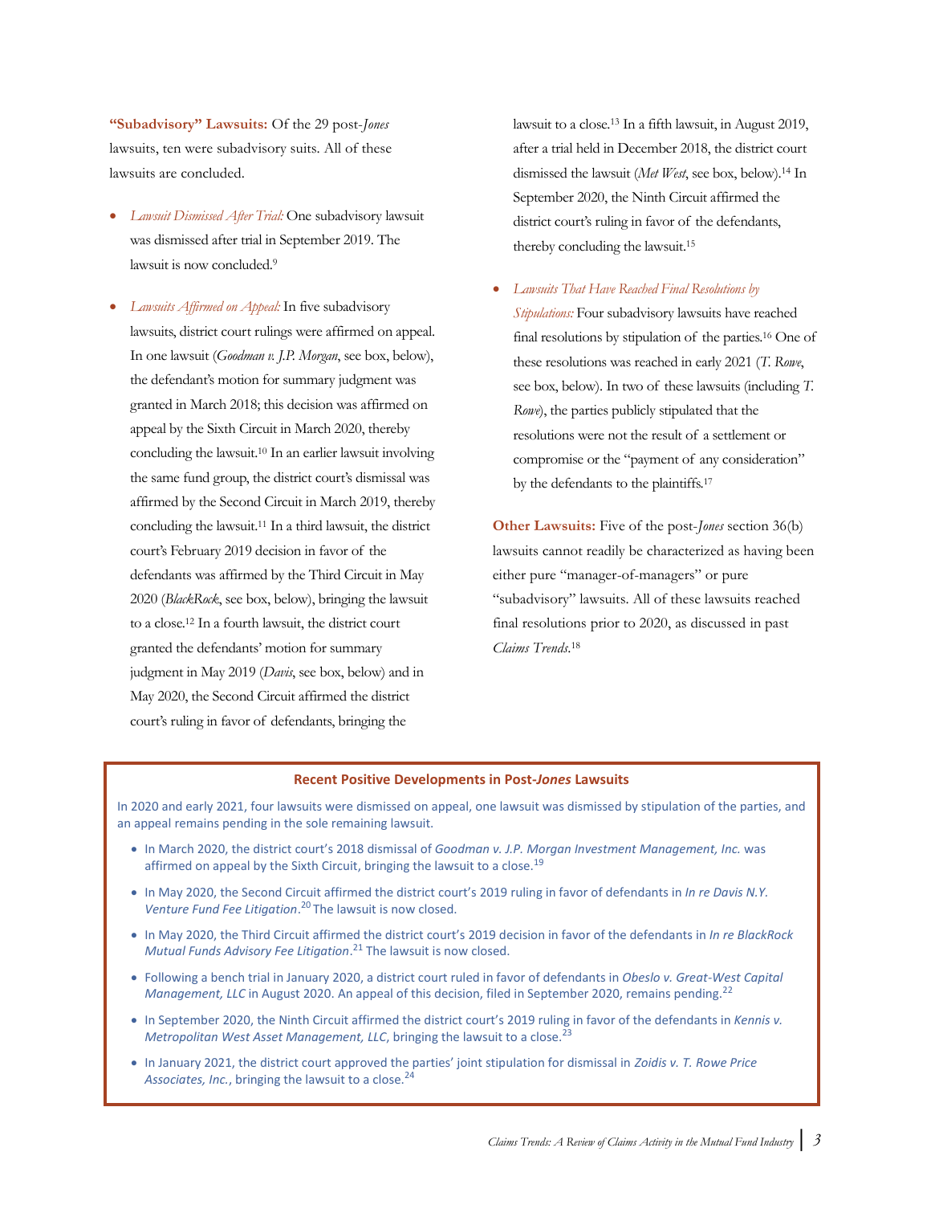**"Subadvisory" Lawsuits:** Of the 29 post-*Jones* lawsuits, ten were subadvisory suits. All of these lawsuits are concluded.

- *Lawsuit Dismissed After Trial:* One subadvisory lawsuit was dismissed after trial in September 2019. The lawsuit is now concluded.[9]

- *Lawsuits Affirmed on Appeal:* In five subadvisory lawsuits, district court rulings were affirmed on appeal. In one lawsuit (*Goodman v. J.P. Morgan*, see box, below), the defendant's motion for summary judgment was granted in March 2018; this decision was affirmed on appeal by the Sixth Circuit in March 2020, thereby concluding the lawsuit.[10] In an earlier lawsuit involving the same fund group, the district court's dismissal was affirmed by the Second Circuit in March 2019, thereby concluding the lawsuit.[11] In a third lawsuit, the district court's February 2019 decision in favor of the defendants was affirmed by the Third Circuit in May 2020 (*BlackRock*, see box, below), bringing the lawsuit to a close.[12] In a fourth lawsuit, the district court granted the defendants' motion for summary judgment in May 2019 (*Davis*, see box, below) and in May 2020, the Second Circuit affirmed the district court's ruling in favor of defendants, bringing the lawsuit to a close.[13] In a fifth lawsuit, in August 2019, after a trial held in December 2018, the district court dismissed the lawsuit (*Met West*, see box, below).[14] In September 2020, the Ninth Circuit affirmed the district court's ruling in favor of the defendants, thereby concluding the lawsuit.[15]

- *Lawsuits That Have Reached Final Resolutions by Stipulations:* Four subadvisory lawsuits have reached final resolutions by stipulation of the parties.[16] One of these resolutions was reached in early 2021 (*T. Rowe*, see box, below). In two of these lawsuits (including *T. Rowe*), the parties publicly stipulated that the resolutions were not the result of a settlement or compromise or the "payment of any consideration" by the defendants to the plaintiffs.[17]

**Other Lawsuits:** Five of the post-*Jones* section 36(b) lawsuits cannot readily be characterized as having been either pure "manager-of-managers" or pure "subadvisory" lawsuits. All of these lawsuits reached final resolutions prior to 2020, as discussed in past *Claims Trends*.[18]

**Recent Positive Developments in Post-*Jones* Lawsuits**

In 2020 and early 2021, four lawsuits were dismissed on appeal, one lawsuit was dismissed by stipulation of the parties, and an appeal remains pending in the sole remaining lawsuit.

- In March 2020, the district court's 2018 dismissal of *Goodman v. J.P. Morgan Investment Management, Inc.* was affirmed on appeal by the Sixth Circuit, bringing the lawsuit to a close.[19]
- In May 2020, the Second Circuit affirmed the district court's 2019 ruling in favor of defendants in *In re Davis N.Y. Venture Fund Fee Litigation*.[20] The lawsuit is now closed.
- In May 2020, the Third Circuit affirmed the district court's 2019 decision in favor of the defendants in *In re BlackRock Mutual Funds Advisory Fee Litigation*.[21] The lawsuit is now closed.
- Following a bench trial in January 2020, a district court ruled in favor of defendants in *Obeslo v. Great-West Capital Management, LLC* in August 2020. An appeal of this decision, filed in September 2020, remains pending.[22]
- In September 2020, the Ninth Circuit affirmed the district court's 2019 ruling in favor of the defendants in *Kennis v. Metropolitan West Asset Management, LLC*, bringing the lawsuit to a close.[23]
- In January 2021, the district court approved the parties' joint stipulation for dismissal in *Zoidis v. T. Rowe Price Associates, Inc.*, bringing the lawsuit to a close.[24]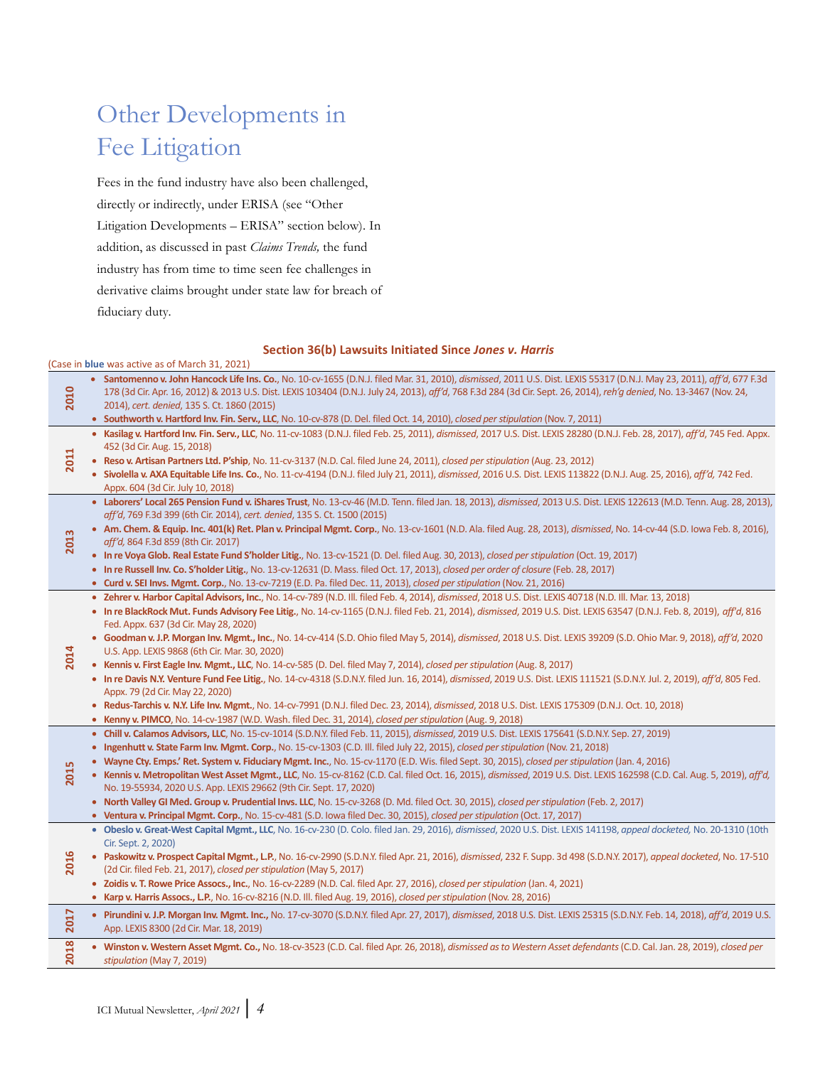# Other Developments in Fee Litigation

Fees in the fund industry have also been challenged, directly or indirectly, under ERISA (see "Other Litigation Developments – ERISA" section below). In addition, as discussed in past *Claims Trends,* the fund industry has from time to time seen fee challenges in derivative claims brought under state law for breach of fiduciary duty.

**Section 36(b) Lawsuits Initiated Since *Jones v. Harris***

(Case in **blue** was active as of March 31, 2021)

| | |
|---|---|
| **2010** | • **Santomenno v. John Hancock Life Ins. Co.**, No. 10-cv-1655 (D.N.J. filed Mar. 31, 2010), *dismissed*, 2011 U.S. Dist. LEXIS 55317 (D.N.J. May 23, 2011), *aff'd*, 677 F.3d 178 (3d Cir. Apr. 16, 2012) & 2013 U.S. Dist. LEXIS 103404 (D.N.J. July 24, 2013), *aff'd*, 768 F.3d 284 (3d Cir. Sept. 26, 2014), *reh'g denied*, No. 13-3467 (Nov. 24, 2014), *cert. denied*, 135 S. Ct. 1860 (2015)<br>• **Southworth v. Hartford Inv. Fin. Serv., LLC**, No. 10-cv-878 (D. Del. filed Oct. 14, 2010), *closed per stipulation* (Nov. 7, 2011) |
| **2011** | • **Kasilag v. Hartford Inv. Fin. Serv., LLC**, No. 11-cv-1083 (D.N.J. filed Feb. 25, 2011), *dismissed*, 2017 U.S. Dist. LEXIS 28280 (D.N.J. Feb. 28, 2017), *aff'd*, 745 Fed. Appx. 452 (3d Cir. Aug. 15, 2018)<br>• **Reso v. Artisan Partners Ltd. P'ship**, No. 11-cv-3137 (N.D. Cal. filed June 24, 2011), *closed per stipulation* (Aug. 23, 2012)<br>• **Sivolella v. AXA Equitable Life Ins. Co.**, No. 11-cv-4194 (D.N.J. filed July 21, 2011), *dismissed*, 2016 U.S. Dist. LEXIS 113822 (D.N.J. Aug. 25, 2016), *aff'd,* 742 Fed. Appx. 604 (3d Cir. July 10, 2018) |
| **2013** | • **Laborers' Local 265 Pension Fund v. iShares Trust**, No. 13-cv-46 (M.D. Tenn. filed Jan. 18, 2013), *dismissed*, 2013 U.S. Dist. LEXIS 122613 (M.D. Tenn. Aug. 28, 2013), *aff'd*, 769 F.3d 399 (6th Cir. 2014), *cert. denied*, 135 S. Ct. 1500 (2015)<br>• **Am. Chem. & Equip. Inc. 401(k) Ret. Plan v. Principal Mgmt. Corp.**, No. 13-cv-1601 (N.D. Ala. filed Aug. 28, 2013), *dismissed*, No. 14-cv-44 (S.D. Iowa Feb. 8, 2016), *aff'd,* 864 F.3d 859 (8th Cir. 2017)<br>• **In re Voya Glob. Real Estate Fund S'holder Litig.**, No. 13-cv-1521 (D. Del. filed Aug. 30, 2013), *closed per stipulation* (Oct. 19, 2017)<br>• **In re Russell Inv. Co. S'holder Litig.**, No. 13-cv-12631 (D. Mass. filed Oct. 17, 2013), *closed per order of closure* (Feb. 28, 2017)<br>• **Curd v. SEI Invs. Mgmt. Corp.**, No. 13-cv-7219 (E.D. Pa. filed Dec. 11, 2013), *closed per stipulation* (Nov. 21, 2016) |
| **2014** | • **Zehrer v. Harbor Capital Advisors, Inc.**, No. 14-cv-789 (N.D. Ill. filed Feb. 4, 2014), *dismissed*, 2018 U.S. Dist. LEXIS 40718 (N.D. Ill. Mar. 13, 2018)<br>• **In re BlackRock Mut. Funds Advisory Fee Litig.**, No. 14-cv-1165 (D.N.J. filed Feb. 21, 2014), *dismissed*, 2019 U.S. Dist. LEXIS 63547 (D.N.J. Feb. 8, 2019), *aff'd*, 816 Fed. Appx. 637 (3d Cir. May 28, 2020)<br>• **Goodman v. J.P. Morgan Inv. Mgmt., Inc.**, No. 14-cv-414 (S.D. Ohio filed May 5, 2014), *dismissed*, 2018 U.S. Dist. LEXIS 39209 (S.D. Ohio Mar. 9, 2018), *aff'd*, 2020 U.S. App. LEXIS 9868 (6th Cir. Mar. 30, 2020)<br>• **Kennis v. First Eagle Inv. Mgmt., LLC**, No. 14-cv-585 (D. Del. filed May 7, 2014), *closed per stipulation* (Aug. 8, 2017)<br>• **In re Davis N.Y. Venture Fund Fee Litig.**, No. 14-cv-4318 (S.D.N.Y. filed Jun. 16, 2014), *dismissed*, 2019 U.S. Dist. LEXIS 111521 (S.D.N.Y. Jul. 2, 2019), *aff'd*, 805 Fed. Appx. 79 (2d Cir. May 22, 2020)<br>• **Redus-Tarchis v. N.Y. Life Inv. Mgmt.**, No. 14-cv-7991 (D.N.J. filed Dec. 23, 2014), *dismissed*, 2018 U.S. Dist. LEXIS 175309 (D.N.J. Oct. 10, 2018)<br>• **Kenny v. PIMCO**, No. 14-cv-1987 (W.D. Wash. filed Dec. 31, 2014), *closed per stipulation* (Aug. 9, 2018) |
| **2015** | • **Chill v. Calamos Advisors, LLC**, No. 15-cv-1014 (S.D.N.Y. filed Feb. 11, 2015), *dismissed*, 2019 U.S. Dist. LEXIS 175641 (S.D.N.Y. Sep. 27, 2019)<br>• **Ingenhutt v. State Farm Inv. Mgmt. Corp.**, No. 15-cv-1303 (C.D. Ill. filed July 22, 2015), *closed per stipulation* (Nov. 21, 2018)<br>• **Wayne Cty. Emps.' Ret. System v. Fiduciary Mgmt. Inc.**, No. 15-cv-1170 (E.D. Wis. filed Sept. 30, 2015), *closed per stipulation* (Jan. 4, 2016)<br>• **Kennis v. Metropolitan West Asset Mgmt., LLC**, No. 15-cv-8162 (C.D. Cal. filed Oct. 16, 2015), *dismissed*, 2019 U.S. Dist. LEXIS 162598 (C.D. Cal. Aug. 5, 2019), *aff'd,* No. 19-55934, 2020 U.S. App. LEXIS 29662 (9th Cir. Sept. 17, 2020)<br>• **North Valley GI Med. Group v. Prudential Invs. LLC**, No. 15-cv-3268 (D. Md. filed Oct. 30, 2015), *closed per stipulation* (Feb. 2, 2017)<br>• **Ventura v. Principal Mgmt. Corp.**, No. 15-cv-481 (S.D. Iowa filed Dec. 30, 2015), *closed per stipulation* (Oct. 17, 2017) |
| **2016** | • **Obeslo v. Great-West Capital Mgmt., LLC**, No. 16-cv-230 (D. Colo. filed Jan. 29, 2016), *dismissed*, 2020 U.S. Dist. LEXIS 141198, *appeal docketed,* No. 20-1310 (10th Cir. Sept. 2, 2020)<br>• **Paskowitz v. Prospect Capital Mgmt., L.P.**, No. 16-cv-2990 (S.D.N.Y. filed Apr. 21, 2016), *dismissed*, 232 F. Supp. 3d 498 (S.D.N.Y. 2017), *appeal docketed*, No. 17-510 (2d Cir. filed Feb. 21, 2017), *closed per stipulation* (May 5, 2017)<br>• **Zoidis v. T. Rowe Price Assocs., Inc.**, No. 16-cv-2289 (N.D. Cal. filed Apr. 27, 2016), *closed per stipulation* (Jan. 4, 2021)<br>• **Karp v. Harris Assocs., L.P.**, No. 16-cv-8216 (N.D. Ill. filed Aug. 19, 2016), *closed per stipulation* (Nov. 28, 2016) |
| **2017** | • **Pirundini v. J.P. Morgan Inv. Mgmt. Inc.**, No. 17-cv-3070 (S.D.N.Y. filed Apr. 27, 2017), *dismissed*, 2018 U.S. Dist. LEXIS 25315 (S.D.N.Y. Feb. 14, 2018), *aff'd*, 2019 U.S. App. LEXIS 8300 (2d Cir. Mar. 18, 2019) |
| **2018** | • **Winston v. Western Asset Mgmt. Co.**, No. 18-cv-3523 (C.D. Cal. filed Apr. 26, 2018), *dismissed as to Western Asset defendants* (C.D. Cal. Jan. 28, 2019), *closed per stipulation* (May 7, 2019) |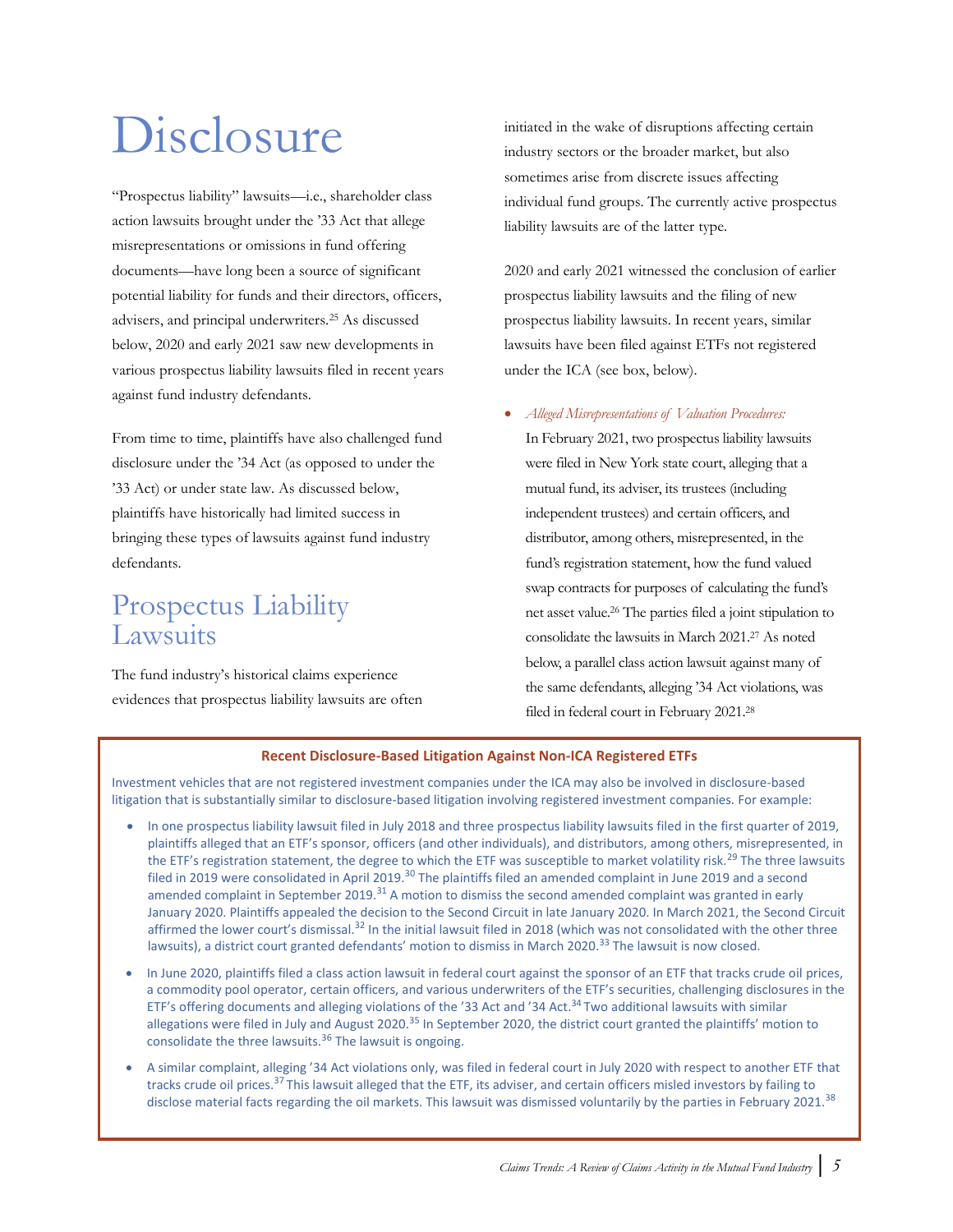# Disclosure

"Prospectus liability" lawsuits—i.e., shareholder class action lawsuits brought under the '33 Act that allege misrepresentations or omissions in fund offering documents—have long been a source of significant potential liability for funds and their directors, officers, advisers, and principal underwriters.[25] As discussed below, 2020 and early 2021 saw new developments in various prospectus liability lawsuits filed in recent years against fund industry defendants.

From time to time, plaintiffs have also challenged fund disclosure under the '34 Act (as opposed to under the '33 Act) or under state law. As discussed below, plaintiffs have historically had limited success in bringing these types of lawsuits against fund industry defendants.

## Prospectus Liability Lawsuits

The fund industry's historical claims experience evidences that prospectus liability lawsuits are often initiated in the wake of disruptions affecting certain industry sectors or the broader market, but also sometimes arise from discrete issues affecting individual fund groups. The currently active prospectus liability lawsuits are of the latter type.

2020 and early 2021 witnessed the conclusion of earlier prospectus liability lawsuits and the filing of new prospectus liability lawsuits. In recent years, similar lawsuits have been filed against ETFs not registered under the ICA (see box, below).

- *Alleged Misrepresentations of Valuation Procedures:* In February 2021, two prospectus liability lawsuits were filed in New York state court, alleging that a mutual fund, its adviser, its trustees (including independent trustees) and certain officers, and distributor, among others, misrepresented, in the fund's registration statement, how the fund valued swap contracts for purposes of calculating the fund's net asset value.[26] The parties filed a joint stipulation to consolidate the lawsuits in March 2021.[27] As noted below, a parallel class action lawsuit against many of the same defendants, alleging '34 Act violations, was filed in federal court in February 2021.[28]

**Recent Disclosure-Based Litigation Against Non-ICA Registered ETFs**

Investment vehicles that are not registered investment companies under the ICA may also be involved in disclosure-based litigation that is substantially similar to disclosure-based litigation involving registered investment companies. For example:

- In one prospectus liability lawsuit filed in July 2018 and three prospectus liability lawsuits filed in the first quarter of 2019, plaintiffs alleged that an ETF's sponsor, officers (and other individuals), and distributors, among others, misrepresented, in the ETF's registration statement, the degree to which the ETF was susceptible to market volatility risk.[29] The three lawsuits filed in 2019 were consolidated in April 2019.[30] The plaintiffs filed an amended complaint in June 2019 and a second amended complaint in September 2019.[31] A motion to dismiss the second amended complaint was granted in early January 2020. Plaintiffs appealed the decision to the Second Circuit in late January 2020. In March 2021, the Second Circuit affirmed the lower court's dismissal.[32] In the initial lawsuit filed in 2018 (which was not consolidated with the other three lawsuits), a district court granted defendants' motion to dismiss in March 2020.[33] The lawsuit is now closed.
- In June 2020, plaintiffs filed a class action lawsuit in federal court against the sponsor of an ETF that tracks crude oil prices, a commodity pool operator, certain officers, and various underwriters of the ETF's securities, challenging disclosures in the ETF's offering documents and alleging violations of the '33 Act and '34 Act.[34] Two additional lawsuits with similar allegations were filed in July and August 2020.[35] In September 2020, the district court granted the plaintiffs' motion to consolidate the three lawsuits.[36] The lawsuit is ongoing.
- A similar complaint, alleging '34 Act violations only, was filed in federal court in July 2020 with respect to another ETF that tracks crude oil prices.[37] This lawsuit alleged that the ETF, its adviser, and certain officers misled investors by failing to disclose material facts regarding the oil markets. This lawsuit was dismissed voluntarily by the parties in February 2021.[38]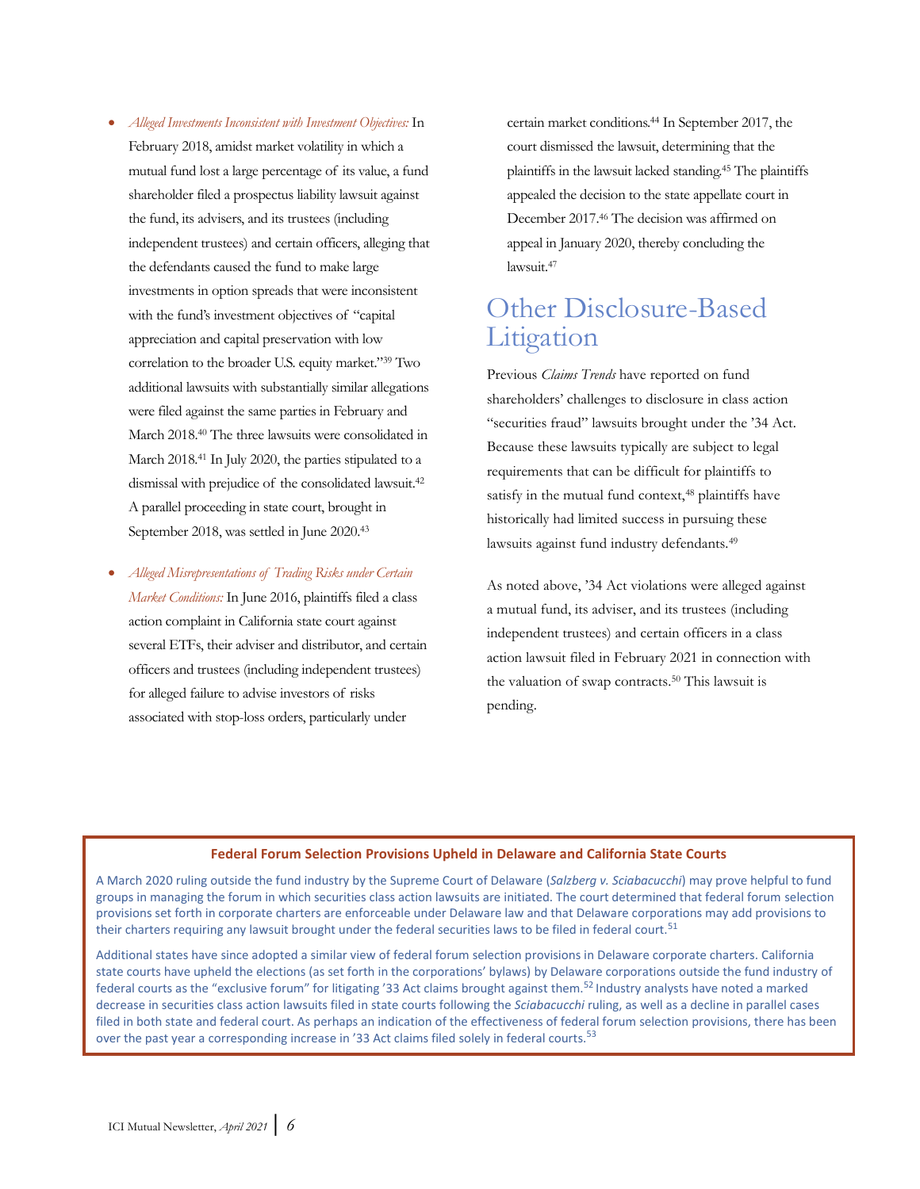- *Alleged Investments Inconsistent with Investment Objectives:* In February 2018, amidst market volatility in which a mutual fund lost a large percentage of its value, a fund shareholder filed a prospectus liability lawsuit against the fund, its advisers, and its trustees (including independent trustees) and certain officers, alleging that the defendants caused the fund to make large investments in option spreads that were inconsistent with the fund's investment objectives of "capital appreciation and capital preservation with low correlation to the broader U.S. equity market."[39] Two additional lawsuits with substantially similar allegations were filed against the same parties in February and March 2018.[40] The three lawsuits were consolidated in March 2018.[41] In July 2020, the parties stipulated to a dismissal with prejudice of the consolidated lawsuit.[42] A parallel proceeding in state court, brought in September 2018, was settled in June 2020.[43]

- *Alleged Misrepresentations of Trading Risks under Certain Market Conditions:* In June 2016, plaintiffs filed a class action complaint in California state court against several ETFs, their adviser and distributor, and certain officers and trustees (including independent trustees) for alleged failure to advise investors of risks associated with stop-loss orders, particularly under certain market conditions.[44] In September 2017, the court dismissed the lawsuit, determining that the plaintiffs in the lawsuit lacked standing.[45] The plaintiffs appealed the decision to the state appellate court in December 2017.[46] The decision was affirmed on appeal in January 2020, thereby concluding the lawsuit.[47]

## Other Disclosure-Based Litigation

Previous *Claims Trends* have reported on fund shareholders' challenges to disclosure in class action "securities fraud" lawsuits brought under the '34 Act. Because these lawsuits typically are subject to legal requirements that can be difficult for plaintiffs to satisfy in the mutual fund context,[48] plaintiffs have historically had limited success in pursuing these lawsuits against fund industry defendants.[49]

As noted above, '34 Act violations were alleged against a mutual fund, its adviser, and its trustees (including independent trustees) and certain officers in a class action lawsuit filed in February 2021 in connection with the valuation of swap contracts.[50] This lawsuit is pending.

**Federal Forum Selection Provisions Upheld in Delaware and California State Courts**

A March 2020 ruling outside the fund industry by the Supreme Court of Delaware (*Salzberg v. Sciabacucchi*) may prove helpful to fund groups in managing the forum in which securities class action lawsuits are initiated. The court determined that federal forum selection provisions set forth in corporate charters are enforceable under Delaware law and that Delaware corporations may add provisions to their charters requiring any lawsuit brought under the federal securities laws to be filed in federal court.[51]

Additional states have since adopted a similar view of federal forum selection provisions in Delaware corporate charters. California state courts have upheld the elections (as set forth in the corporations' bylaws) by Delaware corporations outside the fund industry of federal courts as the "exclusive forum" for litigating '33 Act claims brought against them.[52] Industry analysts have noted a marked decrease in securities class action lawsuits filed in state courts following the *Sciabacucchi* ruling, as well as a decline in parallel cases filed in both state and federal court. As perhaps an indication of the effectiveness of federal forum selection provisions, there has been over the past year a corresponding increase in '33 Act claims filed solely in federal courts.[53]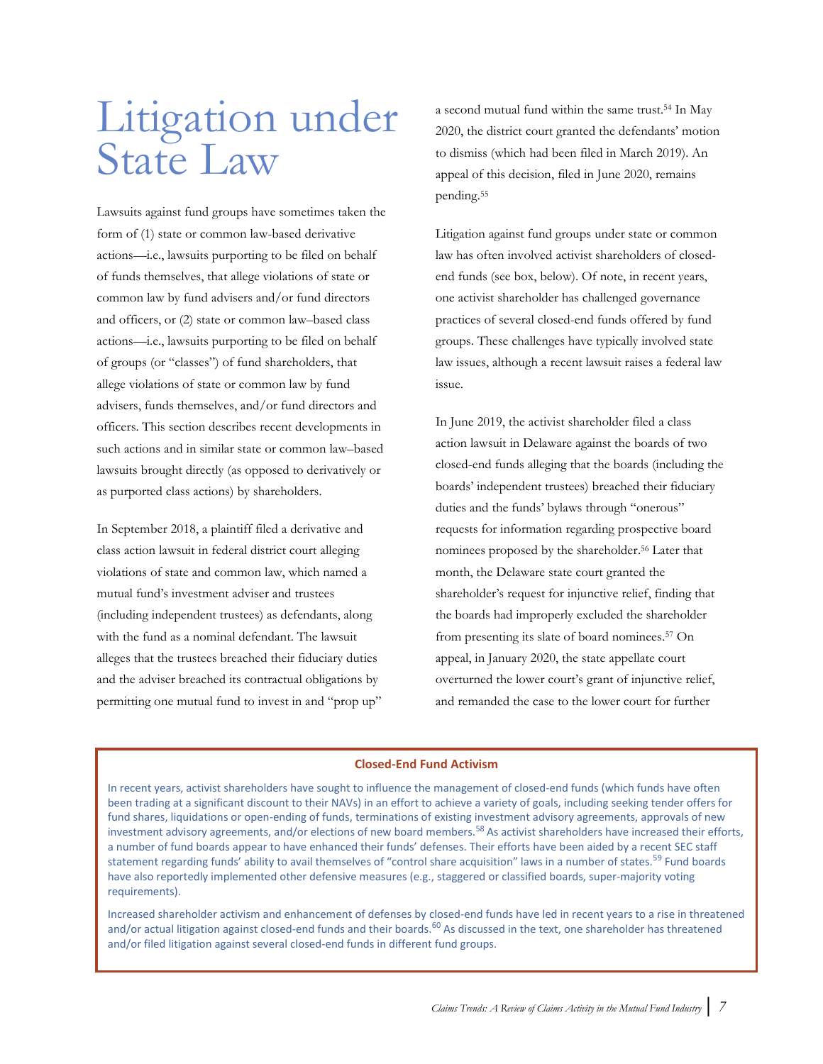# Litigation under State Law

Lawsuits against fund groups have sometimes taken the form of (1) state or common law-based derivative actions—i.e., lawsuits purporting to be filed on behalf of funds themselves, that allege violations of state or common law by fund advisers and/or fund directors and officers, or (2) state or common law–based class actions—i.e., lawsuits purporting to be filed on behalf of groups (or "classes") of fund shareholders, that allege violations of state or common law by fund advisers, funds themselves, and/or fund directors and officers. This section describes recent developments in such actions and in similar state or common law–based lawsuits brought directly (as opposed to derivatively or as purported class actions) by shareholders.

In September 2018, a plaintiff filed a derivative and class action lawsuit in federal district court alleging violations of state and common law, which named a mutual fund's investment adviser and trustees (including independent trustees) as defendants, along with the fund as a nominal defendant. The lawsuit alleges that the trustees breached their fiduciary duties and the adviser breached its contractual obligations by permitting one mutual fund to invest in and "prop up" a second mutual fund within the same trust.[54] In May 2020, the district court granted the defendants' motion to dismiss (which had been filed in March 2019). An appeal of this decision, filed in June 2020, remains pending.[55]

Litigation against fund groups under state or common law has often involved activist shareholders of closed-end funds (see box, below). Of note, in recent years, one activist shareholder has challenged governance practices of several closed-end funds offered by fund groups. These challenges have typically involved state law issues, although a recent lawsuit raises a federal law issue.

In June 2019, the activist shareholder filed a class action lawsuit in Delaware against the boards of two closed-end funds alleging that the boards (including the boards' independent trustees) breached their fiduciary duties and the funds' bylaws through "onerous" requests for information regarding prospective board nominees proposed by the shareholder.[56] Later that month, the Delaware state court granted the shareholder's request for injunctive relief, finding that the boards had improperly excluded the shareholder from presenting its slate of board nominees.[57] On appeal, in January 2020, the state appellate court overturned the lower court's grant of injunctive relief, and remanded the case to the lower court for further

**Closed-End Fund Activism**

In recent years, activist shareholders have sought to influence the management of closed-end funds (which funds have often been trading at a significant discount to their NAVs) in an effort to achieve a variety of goals, including seeking tender offers for fund shares, liquidations or open-ending of funds, terminations of existing investment advisory agreements, approvals of new investment advisory agreements, and/or elections of new board members.[58] As activist shareholders have increased their efforts, a number of fund boards appear to have enhanced their funds' defenses. Their efforts have been aided by a recent SEC staff statement regarding funds' ability to avail themselves of "control share acquisition" laws in a number of states.[59] Fund boards have also reportedly implemented other defensive measures (e.g., staggered or classified boards, super-majority voting requirements).

Increased shareholder activism and enhancement of defenses by closed-end funds have led in recent years to a rise in threatened and/or actual litigation against closed-end funds and their boards.[60] As discussed in the text, one shareholder has threatened and/or filed litigation against several closed-end funds in different fund groups.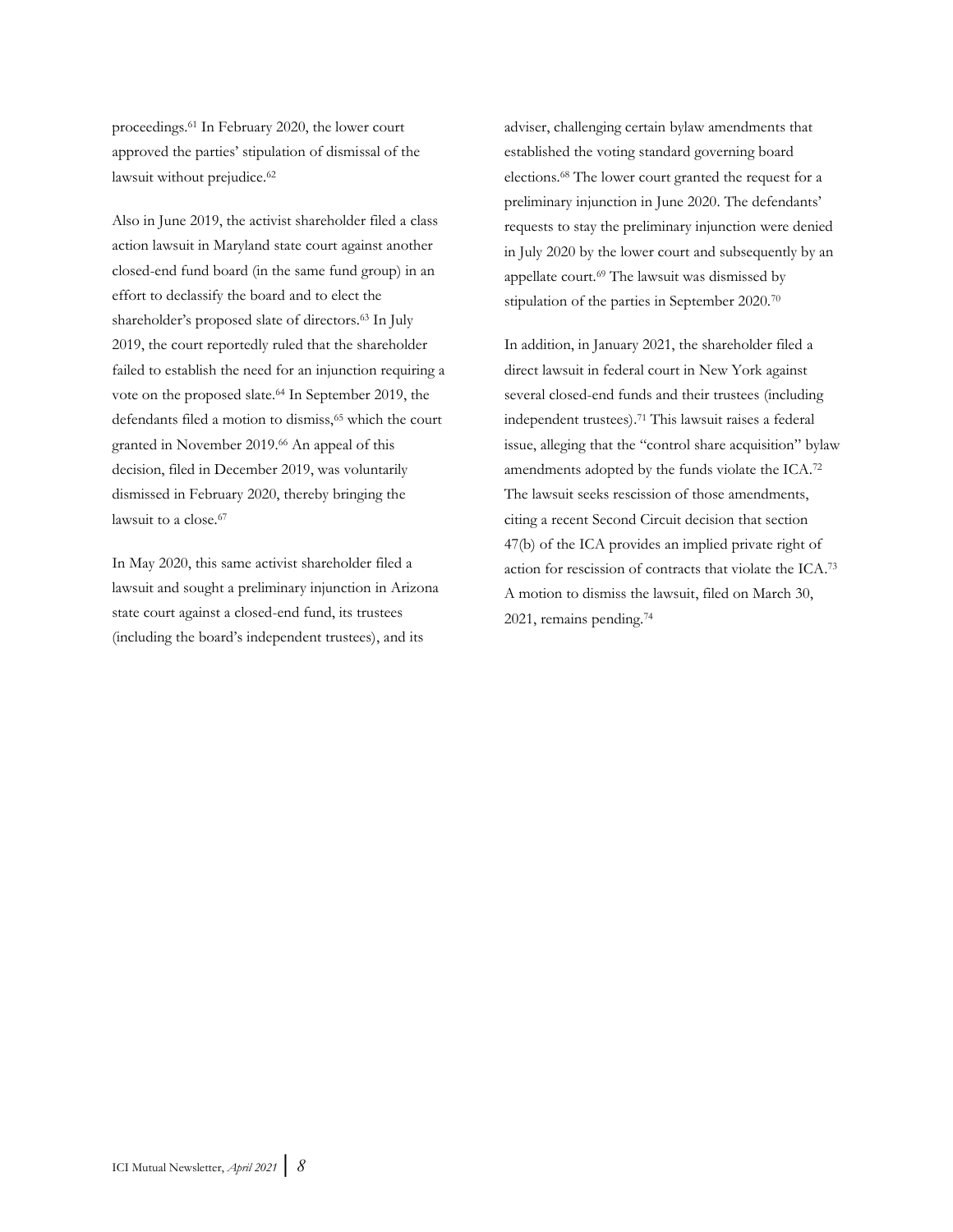proceedings.[61] In February 2020, the lower court approved the parties' stipulation of dismissal of the lawsuit without prejudice.[62]

Also in June 2019, the activist shareholder filed a class action lawsuit in Maryland state court against another closed-end fund board (in the same fund group) in an effort to declassify the board and to elect the shareholder's proposed slate of directors.[63] In July 2019, the court reportedly ruled that the shareholder failed to establish the need for an injunction requiring a vote on the proposed slate.[64] In September 2019, the defendants filed a motion to dismiss,[65] which the court granted in November 2019.[66] An appeal of this decision, filed in December 2019, was voluntarily dismissed in February 2020, thereby bringing the lawsuit to a close.[67]

In May 2020, this same activist shareholder filed a lawsuit and sought a preliminary injunction in Arizona state court against a closed-end fund, its trustees (including the board's independent trustees), and its adviser, challenging certain bylaw amendments that established the voting standard governing board elections.[68] The lower court granted the request for a preliminary injunction in June 2020. The defendants' requests to stay the preliminary injunction were denied in July 2020 by the lower court and subsequently by an appellate court.[69] The lawsuit was dismissed by stipulation of the parties in September 2020.[70]

In addition, in January 2021, the shareholder filed a direct lawsuit in federal court in New York against several closed-end funds and their trustees (including independent trustees).[71] This lawsuit raises a federal issue, alleging that the "control share acquisition" bylaw amendments adopted by the funds violate the ICA.[72] The lawsuit seeks rescission of those amendments, citing a recent Second Circuit decision that section 47(b) of the ICA provides an implied private right of action for rescission of contracts that violate the ICA.[73] A motion to dismiss the lawsuit, filed on March 30, 2021, remains pending.[74]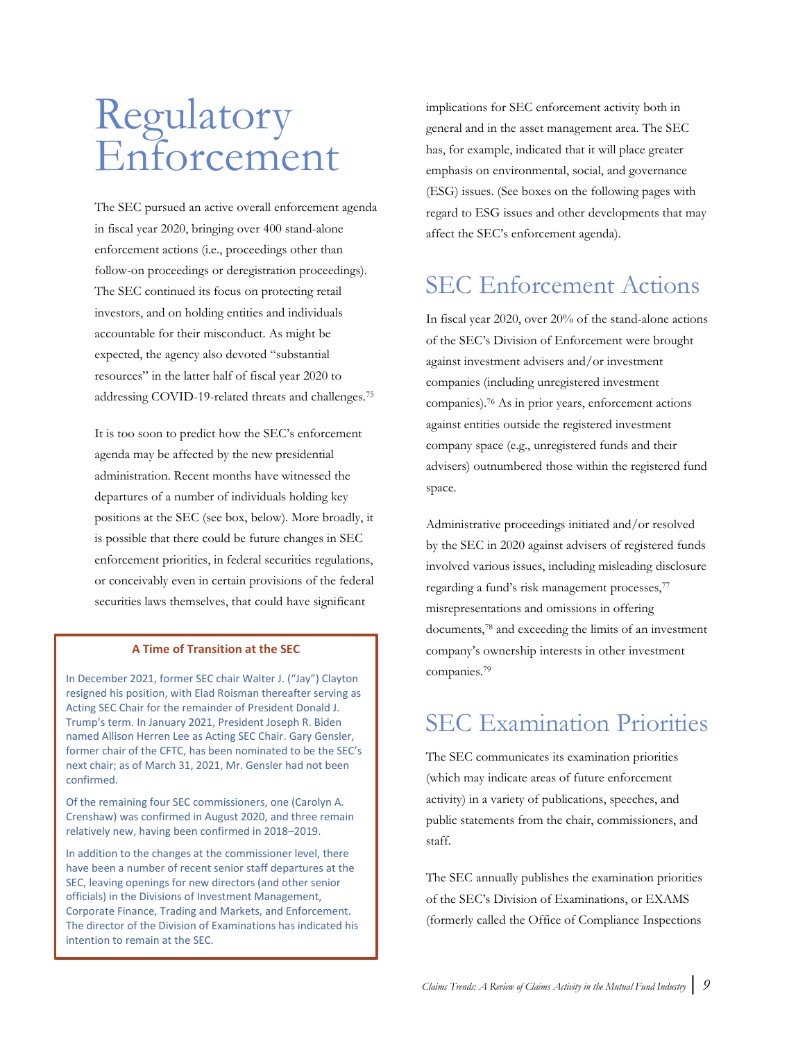# Regulatory Enforcement

The SEC pursued an active overall enforcement agenda in fiscal year 2020, bringing over 400 stand-alone enforcement actions (i.e., proceedings other than follow-on proceedings or deregistration proceedings). The SEC continued its focus on protecting retail investors, and on holding entities and individuals accountable for their misconduct. As might be expected, the agency also devoted "substantial resources" in the latter half of fiscal year 2020 to addressing COVID-19-related threats and challenges.[75]

It is too soon to predict how the SEC's enforcement agenda may be affected by the new presidential administration. Recent months have witnessed the departures of a number of individuals holding key positions at the SEC (see box, below). More broadly, it is possible that there could be future changes in SEC enforcement priorities, in federal securities regulations, or conceivably even in certain provisions of the federal securities laws themselves, that could have significant implications for SEC enforcement activity both in general and in the asset management area. The SEC has, for example, indicated that it will place greater emphasis on environmental, social, and governance (ESG) issues. (See boxes on the following pages with regard to ESG issues and other developments that may affect the SEC's enforcement agenda).

**A Time of Transition at the SEC**

In December 2021, former SEC chair Walter J. ("Jay") Clayton resigned his position, with Elad Roisman thereafter serving as Acting SEC Chair for the remainder of President Donald J. Trump's term. In January 2021, President Joseph R. Biden named Allison Herren Lee as Acting SEC Chair. Gary Gensler, former chair of the CFTC, has been nominated to be the SEC's next chair; as of March 31, 2021, Mr. Gensler had not been confirmed.

Of the remaining four SEC commissioners, one (Carolyn A. Crenshaw) was confirmed in August 2020, and three remain relatively new, having been confirmed in 2018–2019.

In addition to the changes at the commissioner level, there have been a number of recent senior staff departures at the SEC, leaving openings for new directors (and other senior officials) in the Divisions of Investment Management, Corporate Finance, Trading and Markets, and Enforcement. The director of the Division of Examinations has indicated his intention to remain at the SEC.

## SEC Enforcement Actions

In fiscal year 2020, over 20% of the stand-alone actions of the SEC's Division of Enforcement were brought against investment advisers and/or investment companies (including unregistered investment companies).[76] As in prior years, enforcement actions against entities outside the registered investment company space (e.g., unregistered funds and their advisers) outnumbered those within the registered fund space.

Administrative proceedings initiated and/or resolved by the SEC in 2020 against advisers of registered funds involved various issues, including misleading disclosure regarding a fund's risk management processes,[77] misrepresentations and omissions in offering documents,[78] and exceeding the limits of an investment company's ownership interests in other investment companies.[79]

## SEC Examination Priorities

The SEC communicates its examination priorities (which may indicate areas of future enforcement activity) in a variety of publications, speeches, and public statements from the chair, commissioners, and staff.

The SEC annually publishes the examination priorities of the SEC's Division of Examinations, or EXAMS (formerly called the Office of Compliance Inspections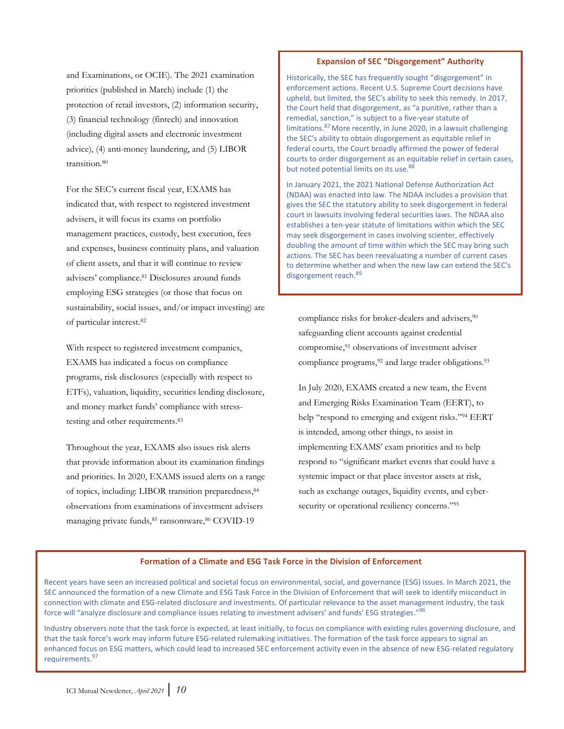and Examinations, or OCIE). The 2021 examination priorities (published in March) include (1) the protection of retail investors, (2) information security, (3) financial technology (fintech) and innovation (including digital assets and electronic investment advice), (4) anti-money laundering, and (5) LIBOR transition.[80]

For the SEC's current fiscal year, EXAMS has indicated that, with respect to registered investment advisers, it will focus its exams on portfolio management practices, custody, best execution, fees and expenses, business continuity plans, and valuation of client assets, and that it will continue to review advisers' compliance.[81] Disclosures around funds employing ESG strategies (or those that focus on sustainability, social issues, and/or impact investing) are of particular interest.[82]

With respect to registered investment companies, EXAMS has indicated a focus on compliance programs, risk disclosures (especially with respect to ETFs), valuation, liquidity, securities lending disclosure, and money market funds' compliance with stress-testing and other requirements.[83]

Throughout the year, EXAMS also issues risk alerts that provide information about its examination findings and priorities. In 2020, EXAMS issued alerts on a range of topics, including: LIBOR transition preparedness,[84] observations from examinations of investment advisers managing private funds,[85] ransomware,[86] COVID-19 compliance risks for broker-dealers and advisers,[90] safeguarding client accounts against credential compromise,[91] observations of investment adviser compliance programs,[92] and large trader obligations.[93]

In July 2020, EXAMS created a new team, the Event and Emerging Risks Examination Team (EERT), to help "respond to emerging and exigent risks."[94] EERT is intended, among other things, to assist in implementing EXAMS' exam priorities and to help respond to "significant market events that could have a systemic impact or that place investor assets at risk, such as exchange outages, liquidity events, and cyber-security or operational resiliency concerns."[95]

**Expansion of SEC "Disgorgement" Authority**

Historically, the SEC has frequently sought "disgorgement" in enforcement actions. Recent U.S. Supreme Court decisions have upheld, but limited, the SEC's ability to seek this remedy. In 2017, the Court held that disgorgement, as "a punitive, rather than a remedial, sanction," is subject to a five-year statute of limitations.[87] More recently, in June 2020, in a lawsuit challenging the SEC's ability to obtain disgorgement as equitable relief in federal courts, the Court broadly affirmed the power of federal courts to order disgorgement as an equitable relief in certain cases, but noted potential limits on its use.[88]

In January 2021, the 2021 National Defense Authorization Act (NDAA) was enacted into law. The NDAA includes a provision that gives the SEC the statutory ability to seek disgorgement in federal court in lawsuits involving federal securities laws. The NDAA also establishes a ten-year statute of limitations within which the SEC may seek disgorgement in cases involving scienter, effectively doubling the amount of time within which the SEC may bring such actions. The SEC has been reevaluating a number of current cases to determine whether and when the new law can extend the SEC's disgorgement reach.[89]

**Formation of a Climate and ESG Task Force in the Division of Enforcement**

Recent years have seen an increased political and societal focus on environmental, social, and governance (ESG) issues. In March 2021, the SEC announced the formation of a new Climate and ESG Task Force in the Division of Enforcement that will seek to identify misconduct in connection with climate and ESG-related disclosure and investments. Of particular relevance to the asset management industry, the task force will "analyze disclosure and compliance issues relating to investment advisers' and funds' ESG strategies."[96]

Industry observers note that the task force is expected, at least initially, to focus on compliance with existing rules governing disclosure, and that the task force's work may inform future ESG-related rulemaking initiatives. The formation of the task force appears to signal an enhanced focus on ESG matters, which could lead to increased SEC enforcement activity even in the absence of new ESG-related regulatory requirements.[97]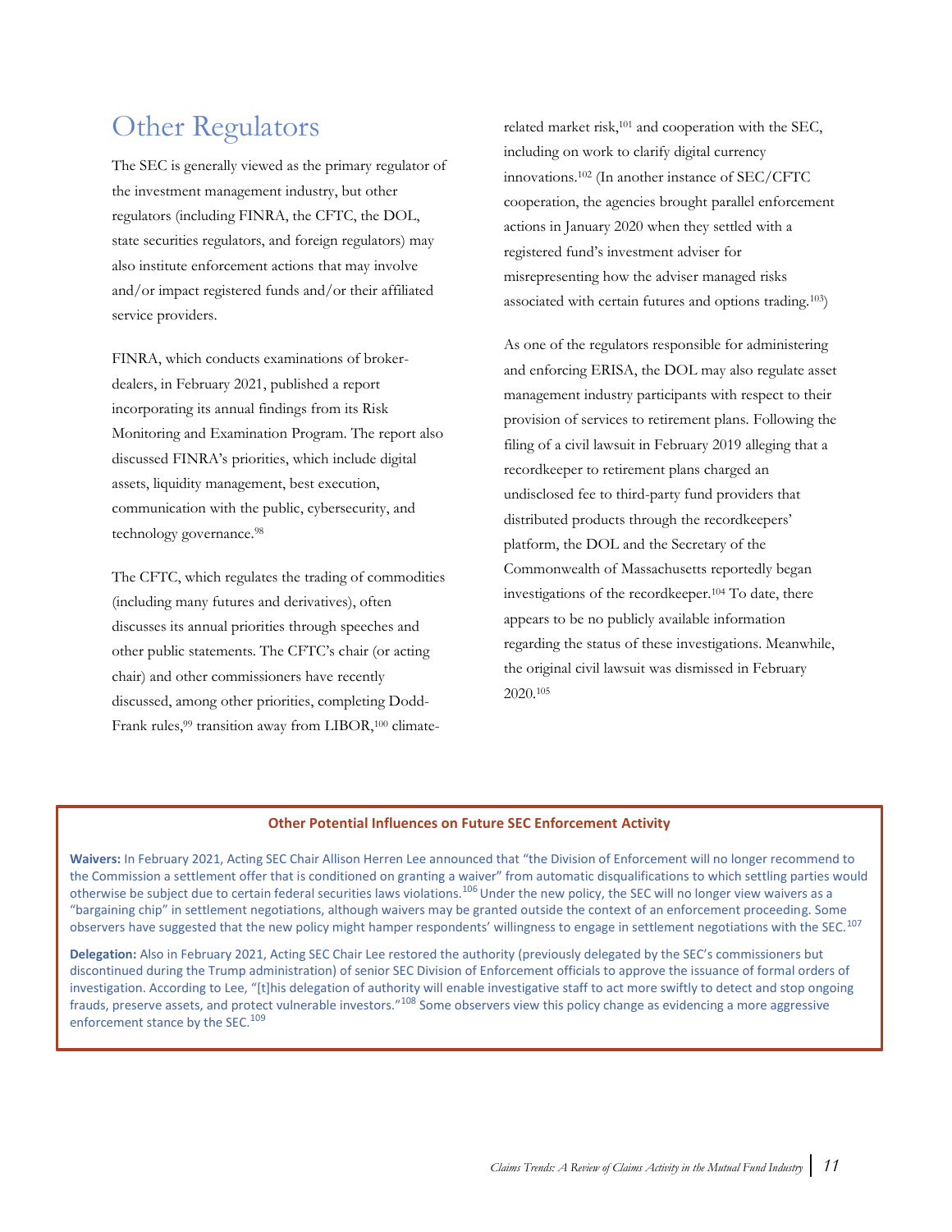# Other Regulators

The SEC is generally viewed as the primary regulator of the investment management industry, but other regulators (including FINRA, the CFTC, the DOL, state securities regulators, and foreign regulators) may also institute enforcement actions that may involve and/or impact registered funds and/or their affiliated service providers.

FINRA, which conducts examinations of broker-dealers, in February 2021, published a report incorporating its annual findings from its Risk Monitoring and Examination Program. The report also discussed FINRA's priorities, which include digital assets, liquidity management, best execution, communication with the public, cybersecurity, and technology governance.[98]

The CFTC, which regulates the trading of commodities (including many futures and derivatives), often discusses its annual priorities through speeches and other public statements. The CFTC's chair (or acting chair) and other commissioners have recently discussed, among other priorities, completing Dodd-Frank rules,[99] transition away from LIBOR,[100] climate-related market risk,[101] and cooperation with the SEC, including on work to clarify digital currency innovations.[102] (In another instance of SEC/CFTC cooperation, the agencies brought parallel enforcement actions in January 2020 when they settled with a registered fund's investment adviser for misrepresenting how the adviser managed risks associated with certain futures and options trading.[103])

As one of the regulators responsible for administering and enforcing ERISA, the DOL may also regulate asset management industry participants with respect to their provision of services to retirement plans. Following the filing of a civil lawsuit in February 2019 alleging that a recordkeeper to retirement plans charged an undisclosed fee to third-party fund providers that distributed products through the recordkeepers' platform, the DOL and the Secretary of the Commonwealth of Massachusetts reportedly began investigations of the recordkeeper.[104] To date, there appears to be no publicly available information regarding the status of these investigations. Meanwhile, the original civil lawsuit was dismissed in February 2020.[105]

**Other Potential Influences on Future SEC Enforcement Activity**

**Waivers:** In February 2021, Acting SEC Chair Allison Herren Lee announced that "the Division of Enforcement will no longer recommend to the Commission a settlement offer that is conditioned on granting a waiver" from automatic disqualifications to which settling parties would otherwise be subject due to certain federal securities laws violations.[106] Under the new policy, the SEC will no longer view waivers as a "bargaining chip" in settlement negotiations, although waivers may be granted outside the context of an enforcement proceeding. Some observers have suggested that the new policy might hamper respondents' willingness to engage in settlement negotiations with the SEC.[107]

**Delegation:** Also in February 2021, Acting SEC Chair Lee restored the authority (previously delegated by the SEC's commissioners but discontinued during the Trump administration) of senior SEC Division of Enforcement officials to approve the issuance of formal orders of investigation. According to Lee, "[t]his delegation of authority will enable investigative staff to act more swiftly to detect and stop ongoing frauds, preserve assets, and protect vulnerable investors."[108] Some observers view this policy change as evidencing a more aggressive enforcement stance by the SEC.[109]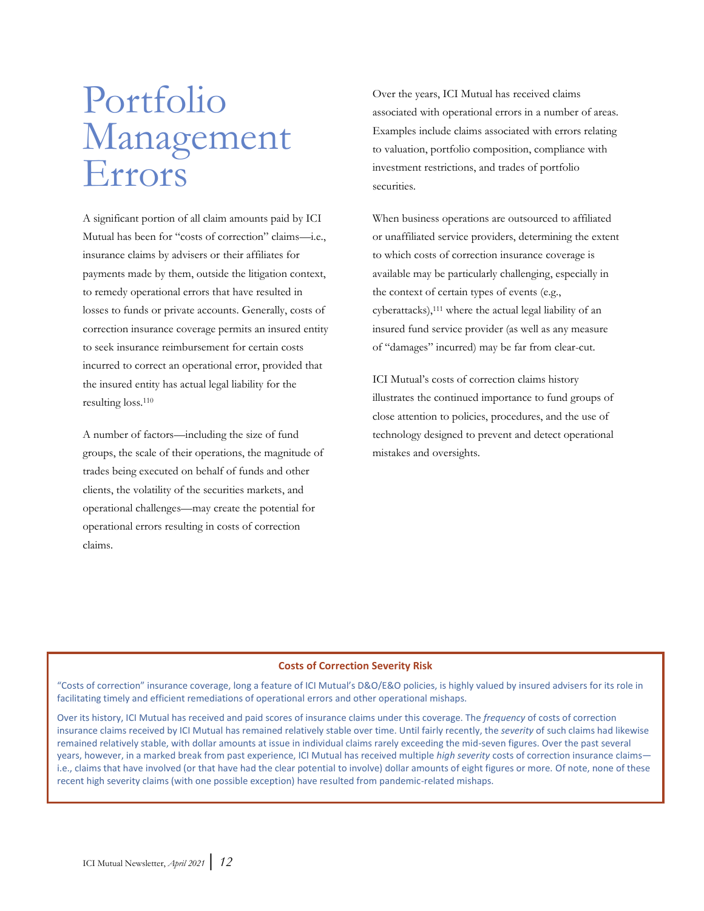# Portfolio Management Errors

A significant portion of all claim amounts paid by ICI Mutual has been for "costs of correction" claims—i.e., insurance claims by advisers or their affiliates for payments made by them, outside the litigation context, to remedy operational errors that have resulted in losses to funds or private accounts. Generally, costs of correction insurance coverage permits an insured entity to seek insurance reimbursement for certain costs incurred to correct an operational error, provided that the insured entity has actual legal liability for the resulting loss.[110]

A number of factors—including the size of fund groups, the scale of their operations, the magnitude of trades being executed on behalf of funds and other clients, the volatility of the securities markets, and operational challenges—may create the potential for operational errors resulting in costs of correction claims.

Over the years, ICI Mutual has received claims associated with operational errors in a number of areas. Examples include claims associated with errors relating to valuation, portfolio composition, compliance with investment restrictions, and trades of portfolio securities.

When business operations are outsourced to affiliated or unaffiliated service providers, determining the extent to which costs of correction insurance coverage is available may be particularly challenging, especially in the context of certain types of events (e.g., cyberattacks),[111] where the actual legal liability of an insured fund service provider (as well as any measure of "damages" incurred) may be far from clear-cut.

ICI Mutual's costs of correction claims history illustrates the continued importance to fund groups of close attention to policies, procedures, and the use of technology designed to prevent and detect operational mistakes and oversights.

**Costs of Correction Severity Risk**

"Costs of correction" insurance coverage, long a feature of ICI Mutual's D&O/E&O policies, is highly valued by insured advisers for its role in facilitating timely and efficient remediations of operational errors and other operational mishaps.

Over its history, ICI Mutual has received and paid scores of insurance claims under this coverage. The *frequency* of costs of correction insurance claims received by ICI Mutual has remained relatively stable over time. Until fairly recently, the *severity* of such claims had likewise remained relatively stable, with dollar amounts at issue in individual claims rarely exceeding the mid-seven figures. Over the past several years, however, in a marked break from past experience, ICI Mutual has received multiple *high severity* costs of correction insurance claims—i.e., claims that have involved (or that have had the clear potential to involve) dollar amounts of eight figures or more. Of note, none of these recent high severity claims (with one possible exception) have resulted from pandemic-related mishaps.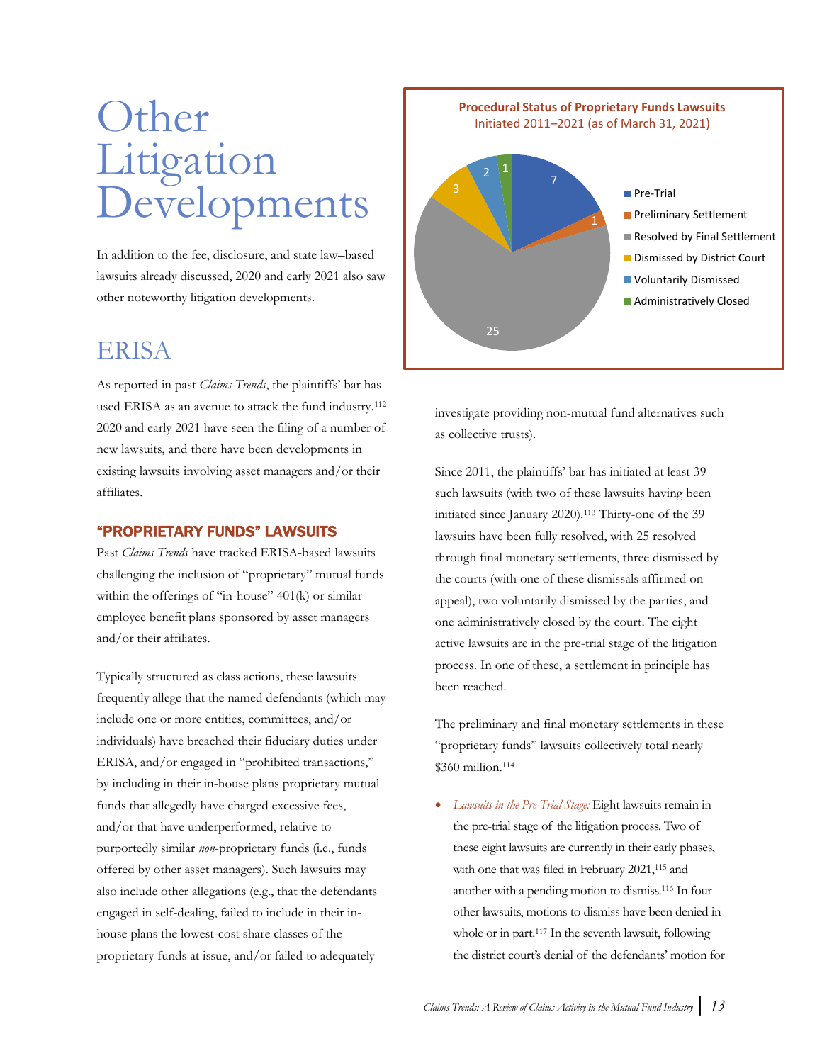# Other Litigation Developments

In addition to the fee, disclosure, and state law–based lawsuits already discussed, 2020 and early 2021 also saw other noteworthy litigation developments.

## ERISA

As reported in past *Claims Trends*, the plaintiffs' bar has used ERISA as an avenue to attack the fund industry.[112] 2020 and early 2021 have seen the filing of a number of new lawsuits, and there have been developments in existing lawsuits involving asset managers and/or their affiliates.

### "PROPRIETARY FUNDS" LAWSUITS

Past *Claims Trends* have tracked ERISA-based lawsuits challenging the inclusion of "proprietary" mutual funds within the offerings of "in-house" 401(k) or similar employee benefit plans sponsored by asset managers and/or their affiliates.

Typically structured as class actions, these lawsuits frequently allege that the named defendants (which may include one or more entities, committees, and/or individuals) have breached their fiduciary duties under ERISA, and/or engaged in "prohibited transactions," by including in their in-house plans proprietary mutual funds that allegedly have charged excessive fees, and/or that have underperformed, relative to purportedly similar *non*-proprietary funds (i.e., funds offered by other asset managers). Such lawsuits may also include other allegations (e.g., that the defendants engaged in self-dealing, failed to include in their in-house plans the lowest-cost share classes of the proprietary funds at issue, and/or failed to adequately investigate providing non-mutual fund alternatives such as collective trusts).

**Procedural Status of Proprietary Funds Lawsuits**
Initiated 2011–2021 (as of March 31, 2021)

7
1
25
3
2
1

Pre-Trial
Preliminary Settlement
Resolved by Final Settlement
Dismissed by District Court
Voluntarily Dismissed
Administratively Closed

Since 2011, the plaintiffs' bar has initiated at least 39 such lawsuits (with two of these lawsuits having been initiated since January 2020).[113] Thirty-one of the 39 lawsuits have been fully resolved, with 25 resolved through final monetary settlements, three dismissed by the courts (with one of these dismissals affirmed on appeal), two voluntarily dismissed by the parties, and one administratively closed by the court. The eight active lawsuits are in the pre-trial stage of the litigation process. In one of these, a settlement in principle has been reached.

The preliminary and final monetary settlements in these "proprietary funds" lawsuits collectively total nearly $360 million.[114]

- *Lawsuits in the Pre-Trial Stage:* Eight lawsuits remain in the pre-trial stage of the litigation process. Two of these eight lawsuits are currently in their early phases, with one that was filed in February 2021,[115] and another with a pending motion to dismiss.[116] In four other lawsuits, motions to dismiss have been denied in whole or in part.[117] In the seventh lawsuit, following the district court's denial of the defendants' motion for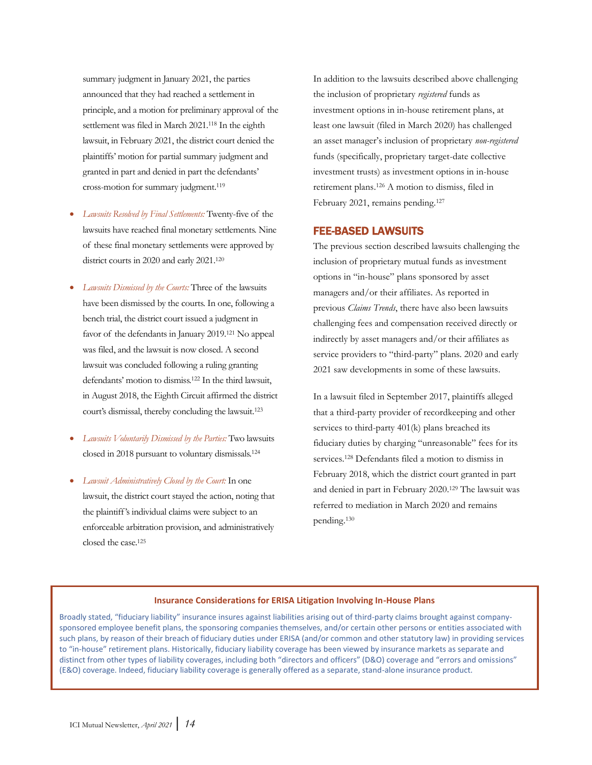summary judgment in January 2021, the parties announced that they had reached a settlement in principle, and a motion for preliminary approval of the settlement was filed in March 2021.[118] In the eighth lawsuit, in February 2021, the district court denied the plaintiffs' motion for partial summary judgment and granted in part and denied in part the defendants' cross-motion for summary judgment.[119]

- *Lawsuits Resolved by Final Settlements:* Twenty-five of the lawsuits have reached final monetary settlements. Nine of these final monetary settlements were approved by district courts in 2020 and early 2021.[120]
- *Lawsuits Dismissed by the Courts:* Three of the lawsuits have been dismissed by the courts. In one, following a bench trial, the district court issued a judgment in favor of the defendants in January 2019.[121] No appeal was filed, and the lawsuit is now closed. A second lawsuit was concluded following a ruling granting defendants' motion to dismiss.[122] In the third lawsuit, in August 2018, the Eighth Circuit affirmed the district court's dismissal, thereby concluding the lawsuit.[123]
- *Lawsuits Voluntarily Dismissed by the Parties:* Two lawsuits closed in 2018 pursuant to voluntary dismissals.[124]
- *Lawsuit Administratively Closed by the Court:* In one lawsuit, the district court stayed the action, noting that the plaintiff's individual claims were subject to an enforceable arbitration provision, and administratively closed the case.[125]

In addition to the lawsuits described above challenging the inclusion of proprietary *registered* funds as investment options in in-house retirement plans, at least one lawsuit (filed in March 2020) has challenged an asset manager's inclusion of proprietary *non-registered* funds (specifically, proprietary target-date collective investment trusts) as investment options in in-house retirement plans.[126] A motion to dismiss, filed in February 2021, remains pending.[127]

## FEE-BASED LAWSUITS

The previous section described lawsuits challenging the inclusion of proprietary mutual funds as investment options in "in-house" plans sponsored by asset managers and/or their affiliates. As reported in previous *Claims Trends*, there have also been lawsuits challenging fees and compensation received directly or indirectly by asset managers and/or their affiliates as service providers to "third-party" plans. 2020 and early 2021 saw developments in some of these lawsuits.

In a lawsuit filed in September 2017, plaintiffs alleged that a third-party provider of recordkeeping and other services to third-party 401(k) plans breached its fiduciary duties by charging "unreasonable" fees for its services.[128] Defendants filed a motion to dismiss in February 2018, which the district court granted in part and denied in part in February 2020.[129] The lawsuit was referred to mediation in March 2020 and remains pending.[130]

**Insurance Considerations for ERISA Litigation Involving In-House Plans**

Broadly stated, "fiduciary liability" insurance insures against liabilities arising out of third-party claims brought against company-sponsored employee benefit plans, the sponsoring companies themselves, and/or certain other persons or entities associated with such plans, by reason of their breach of fiduciary duties under ERISA (and/or common and other statutory law) in providing services to "in-house" retirement plans. Historically, fiduciary liability coverage has been viewed by insurance markets as separate and distinct from other types of liability coverages, including both "directors and officers" (D&O) coverage and "errors and omissions" (E&O) coverage. Indeed, fiduciary liability coverage is generally offered as a separate, stand-alone insurance product.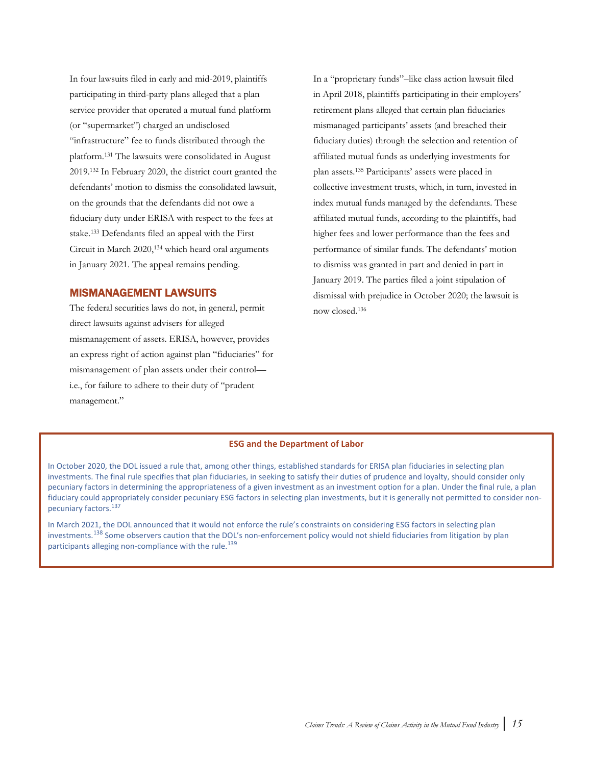In four lawsuits filed in early and mid-2019, plaintiffs participating in third-party plans alleged that a plan service provider that operated a mutual fund platform (or "supermarket") charged an undisclosed "infrastructure" fee to funds distributed through the platform.[131] The lawsuits were consolidated in August 2019.[132] In February 2020, the district court granted the defendants' motion to dismiss the consolidated lawsuit, on the grounds that the defendants did not owe a fiduciary duty under ERISA with respect to the fees at stake.[133] Defendants filed an appeal with the First Circuit in March 2020,[134] which heard oral arguments in January 2021. The appeal remains pending.

## MISMANAGEMENT LAWSUITS

The federal securities laws do not, in general, permit direct lawsuits against advisers for alleged mismanagement of assets. ERISA, however, provides an express right of action against plan "fiduciaries" for mismanagement of plan assets under their control—i.e., for failure to adhere to their duty of "prudent management."

In a "proprietary funds"–like class action lawsuit filed in April 2018, plaintiffs participating in their employers' retirement plans alleged that certain plan fiduciaries mismanaged participants' assets (and breached their fiduciary duties) through the selection and retention of affiliated mutual funds as underlying investments for plan assets.[135] Participants' assets were placed in collective investment trusts, which, in turn, invested in index mutual funds managed by the defendants. These affiliated mutual funds, according to the plaintiffs, had higher fees and lower performance than the fees and performance of similar funds. The defendants' motion to dismiss was granted in part and denied in part in January 2019. The parties filed a joint stipulation of dismissal with prejudice in October 2020; the lawsuit is now closed.[136]

**ESG and the Department of Labor**

In October 2020, the DOL issued a rule that, among other things, established standards for ERISA plan fiduciaries in selecting plan investments. The final rule specifies that plan fiduciaries, in seeking to satisfy their duties of prudence and loyalty, should consider only pecuniary factors in determining the appropriateness of a given investment as an investment option for a plan. Under the final rule, a plan fiduciary could appropriately consider pecuniary ESG factors in selecting plan investments, but it is generally not permitted to consider non-pecuniary factors.[137]

In March 2021, the DOL announced that it would not enforce the rule's constraints on considering ESG factors in selecting plan investments.[138] Some observers caution that the DOL's non-enforcement policy would not shield fiduciaries from litigation by plan participants alleging non-compliance with the rule.[139]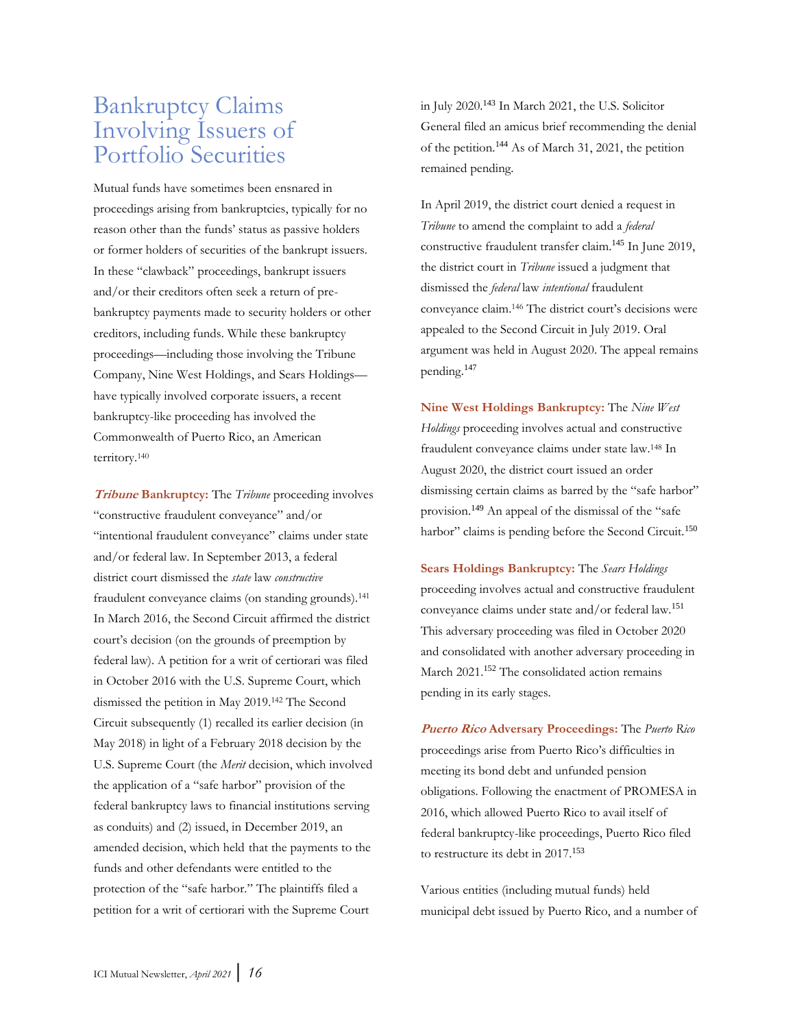# Bankruptcy Claims Involving Issuers of Portfolio Securities

Mutual funds have sometimes been ensnared in proceedings arising from bankruptcies, typically for no reason other than the funds' status as passive holders or former holders of securities of the bankrupt issuers. In these "clawback" proceedings, bankrupt issuers and/or their creditors often seek a return of pre-bankruptcy payments made to security holders or other creditors, including funds. While these bankruptcy proceedings—including those involving the Tribune Company, Nine West Holdings, and Sears Holdings—have typically involved corporate issuers, a recent bankruptcy-like proceeding has involved the Commonwealth of Puerto Rico, an American territory.[140]

***Tribune* Bankruptcy:** The *Tribune* proceeding involves "constructive fraudulent conveyance" and/or "intentional fraudulent conveyance" claims under state and/or federal law. In September 2013, a federal district court dismissed the *state* law *constructive* fraudulent conveyance claims (on standing grounds).[141] In March 2016, the Second Circuit affirmed the district court's decision (on the grounds of preemption by federal law). A petition for a writ of certiorari was filed in October 2016 with the U.S. Supreme Court, which dismissed the petition in May 2019.[142] The Second Circuit subsequently (1) recalled its earlier decision (in May 2018) in light of a February 2018 decision by the U.S. Supreme Court (the *Merit* decision, which involved the application of a "safe harbor" provision of the federal bankruptcy laws to financial institutions serving as conduits) and (2) issued, in December 2019, an amended decision, which held that the payments to the funds and other defendants were entitled to the protection of the "safe harbor." The plaintiffs filed a petition for a writ of certiorari with the Supreme Court in July 2020.[143] In March 2021, the U.S. Solicitor General filed an amicus brief recommending the denial of the petition.[144] As of March 31, 2021, the petition remained pending.

In April 2019, the district court denied a request in *Tribune* to amend the complaint to add a *federal* constructive fraudulent transfer claim.[145] In June 2019, the district court in *Tribune* issued a judgment that dismissed the *federal* law *intentional* fraudulent conveyance claim.[146] The district court's decisions were appealed to the Second Circuit in July 2019. Oral argument was held in August 2020. The appeal remains pending.[147]

**Nine West Holdings Bankruptcy:** The *Nine West Holdings* proceeding involves actual and constructive fraudulent conveyance claims under state law.[148] In August 2020, the district court issued an order dismissing certain claims as barred by the "safe harbor" provision.[149] An appeal of the dismissal of the "safe harbor" claims is pending before the Second Circuit.[150]

**Sears Holdings Bankruptcy:** The *Sears Holdings* proceeding involves actual and constructive fraudulent conveyance claims under state and/or federal law.[151] This adversary proceeding was filed in October 2020 and consolidated with another adversary proceeding in March 2021.[152] The consolidated action remains pending in its early stages.

***Puerto Rico* Adversary Proceedings:** The *Puerto Rico* proceedings arise from Puerto Rico's difficulties in meeting its bond debt and unfunded pension obligations. Following the enactment of PROMESA in 2016, which allowed Puerto Rico to avail itself of federal bankruptcy-like proceedings, Puerto Rico filed to restructure its debt in 2017.[153]

Various entities (including mutual funds) held municipal debt issued by Puerto Rico, and a number of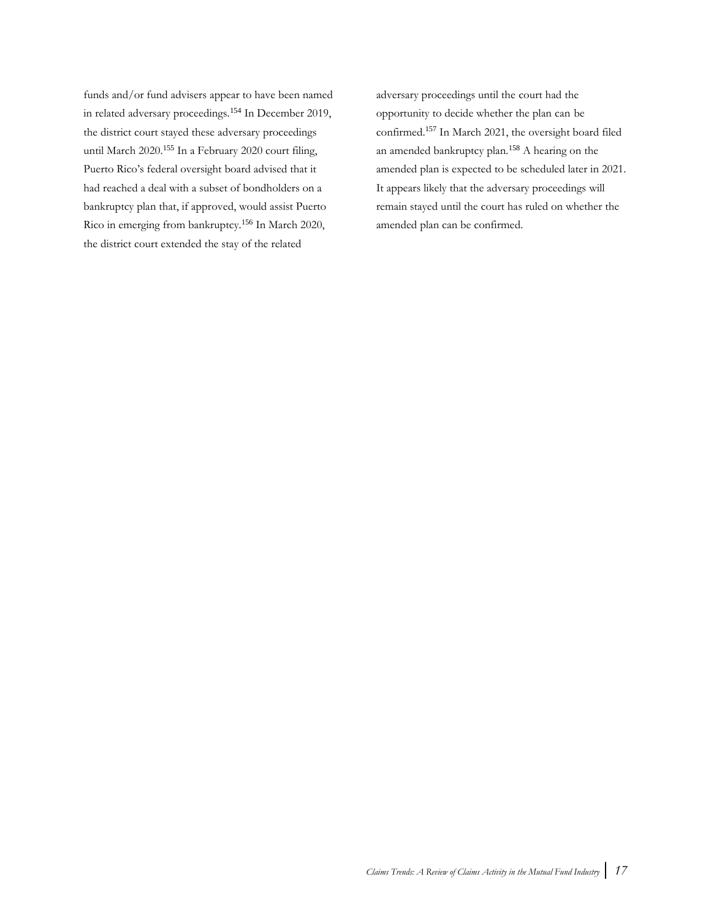funds and/or fund advisers appear to have been named in related adversary proceedings.[154] In December 2019, the district court stayed these adversary proceedings until March 2020.[155] In a February 2020 court filing, Puerto Rico's federal oversight board advised that it had reached a deal with a subset of bondholders on a bankruptcy plan that, if approved, would assist Puerto Rico in emerging from bankruptcy.[156] In March 2020, the district court extended the stay of the related adversary proceedings until the court had the opportunity to decide whether the plan can be confirmed.[157] In March 2021, the oversight board filed an amended bankruptcy plan.[158] A hearing on the amended plan is expected to be scheduled later in 2021. It appears likely that the adversary proceedings will remain stayed until the court has ruled on whether the amended plan can be confirmed.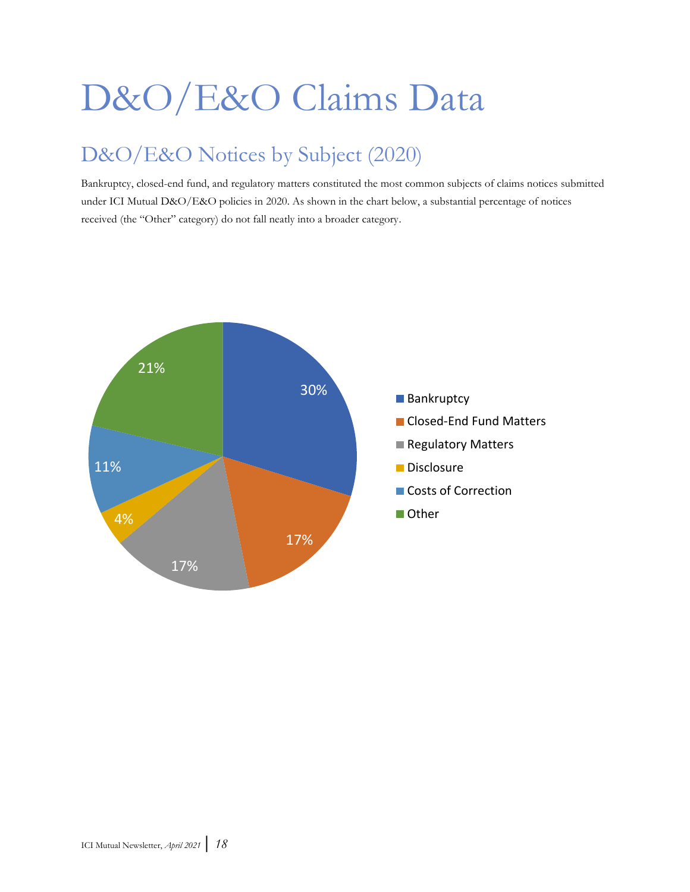# D&O/E&O Claims Data

## D&O/E&O Notices by Subject (2020)

Bankruptcy, closed-end fund, and regulatory matters constituted the most common subjects of claims notices submitted under ICI Mutual D&O/E&O policies in 2020. As shown in the chart below, a substantial percentage of notices received (the "Other" category) do not fall neatly into a broader category.

30%
17%
17%
4%
11%
21%

Bankruptcy
Closed-End Fund Matters
Regulatory Matters
Disclosure
Costs of Correction
Other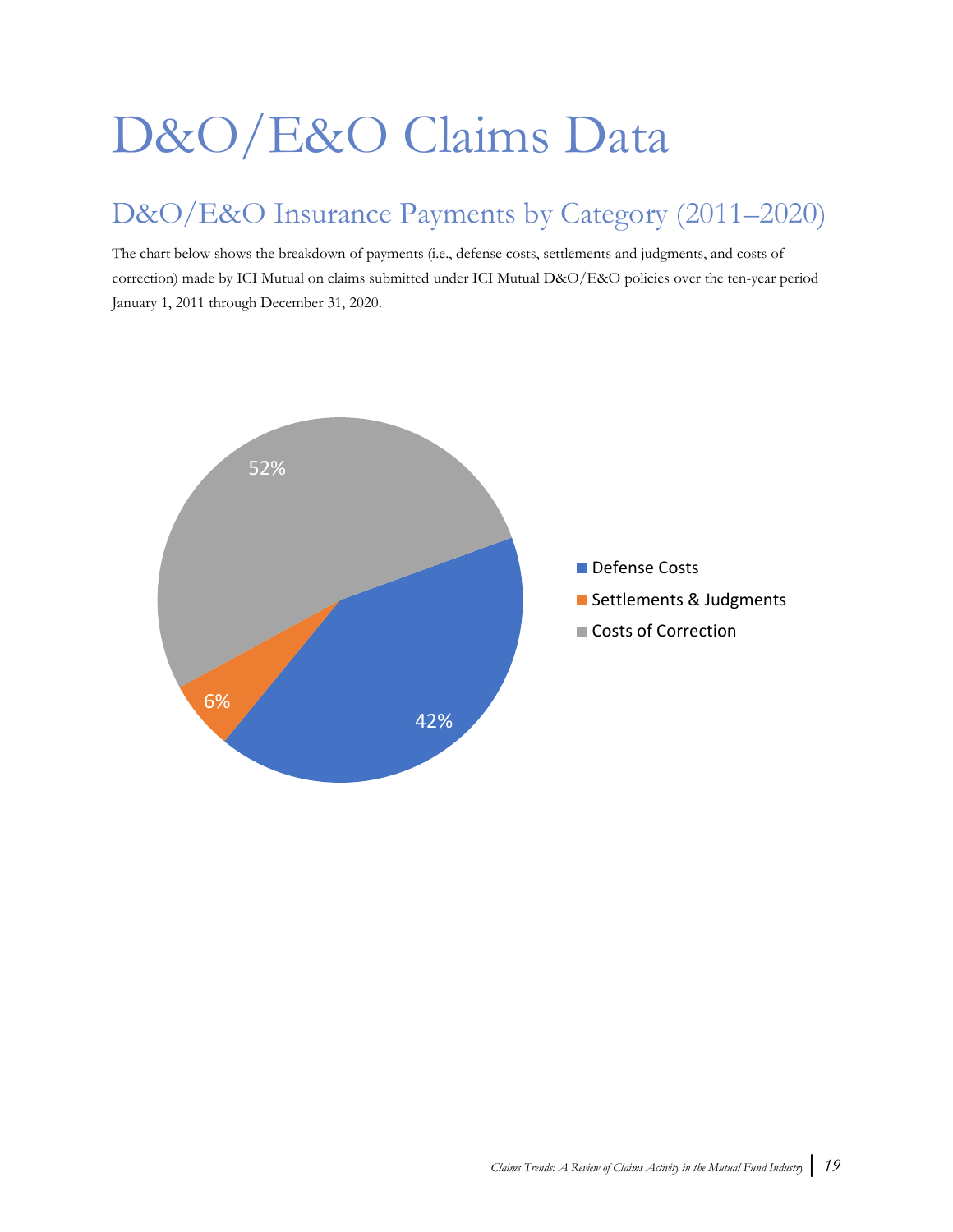# D&O/E&O Claims Data

## D&O/E&O Insurance Payments by Category (2011–2020)

The chart below shows the breakdown of payments (i.e., defense costs, settlements and judgments, and costs of correction) made by ICI Mutual on claims submitted under ICI Mutual D&O/E&O policies over the ten-year period January 1, 2011 through December 31, 2020.

52%

6%

42%

Defense Costs

Settlements & Judgments

Costs of Correction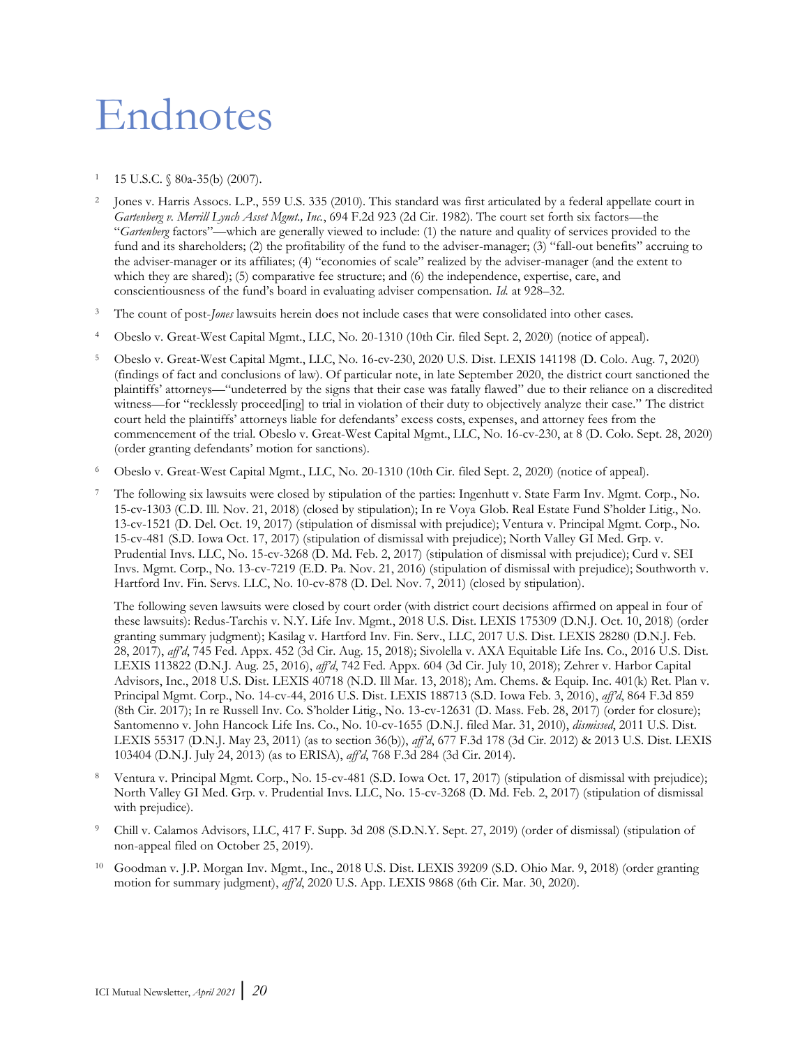# Endnotes

[1] 15 U.S.C. § 80a-35(b) (2007).

[2] Jones v. Harris Assocs. L.P., 559 U.S. 335 (2010). This standard was first articulated by a federal appellate court in *Gartenberg v. Merrill Lynch Asset Mgmt., Inc.*, 694 F.2d 923 (2d Cir. 1982). The court set forth six factors—the "*Gartenberg* factors"—which are generally viewed to include: (1) the nature and quality of services provided to the fund and its shareholders; (2) the profitability of the fund to the adviser-manager; (3) "fall-out benefits" accruing to the adviser-manager or its affiliates; (4) "economies of scale" realized by the adviser-manager (and the extent to which they are shared); (5) comparative fee structure; and (6) the independence, expertise, care, and conscientiousness of the fund's board in evaluating adviser compensation. *Id.* at 928–32.

[3] The count of post-*Jones* lawsuits herein does not include cases that were consolidated into other cases.

[4] Obeslo v. Great-West Capital Mgmt., LLC, No. 20-1310 (10th Cir. filed Sept. 2, 2020) (notice of appeal).

[5] Obeslo v. Great-West Capital Mgmt., LLC, No. 16-cv-230, 2020 U.S. Dist. LEXIS 141198 (D. Colo. Aug. 7, 2020) (findings of fact and conclusions of law). Of particular note, in late September 2020, the district court sanctioned the plaintiffs' attorneys—"undeterred by the signs that their case was fatally flawed" due to their reliance on a discredited witness—for "recklessly proceed[ing] to trial in violation of their duty to objectively analyze their case." The district court held the plaintiffs' attorneys liable for defendants' excess costs, expenses, and attorney fees from the commencement of the trial. Obeslo v. Great-West Capital Mgmt., LLC, No. 16-cv-230, at 8 (D. Colo. Sept. 28, 2020) (order granting defendants' motion for sanctions).

[6] Obeslo v. Great-West Capital Mgmt., LLC, No. 20-1310 (10th Cir. filed Sept. 2, 2020) (notice of appeal).

[7] The following six lawsuits were closed by stipulation of the parties: Ingenhutt v. State Farm Inv. Mgmt. Corp., No. 15-cv-1303 (C.D. Ill. Nov. 21, 2018) (closed by stipulation); In re Voya Glob. Real Estate Fund S'holder Litig., No. 13-cv-1521 (D. Del. Oct. 19, 2017) (stipulation of dismissal with prejudice); Ventura v. Principal Mgmt. Corp., No. 15-cv-481 (S.D. Iowa Oct. 17, 2017) (stipulation of dismissal with prejudice); North Valley GI Med. Grp. v. Prudential Invs. LLC, No. 15-cv-3268 (D. Md. Feb. 2, 2017) (stipulation of dismissal with prejudice); Curd v. SEI Invs. Mgmt. Corp., No. 13-cv-7219 (E.D. Pa. Nov. 21, 2016) (stipulation of dismissal with prejudice); Southworth v. Hartford Inv. Fin. Servs. LLC, No. 10-cv-878 (D. Del. Nov. 7, 2011) (closed by stipulation).

The following seven lawsuits were closed by court order (with district court decisions affirmed on appeal in four of these lawsuits): Redus-Tarchis v. N.Y. Life Inv. Mgmt., 2018 U.S. Dist. LEXIS 175309 (D.N.J. Oct. 10, 2018) (order granting summary judgment); Kasilag v. Hartford Inv. Fin. Serv., LLC, 2017 U.S. Dist. LEXIS 28280 (D.N.J. Feb. 28, 2017), *aff'd*, 745 Fed. Appx. 452 (3d Cir. Aug. 15, 2018); Sivolella v. AXA Equitable Life Ins. Co., 2016 U.S. Dist. LEXIS 113822 (D.N.J. Aug. 25, 2016), *aff'd*, 742 Fed. Appx. 604 (3d Cir. July 10, 2018); Zehrer v. Harbor Capital Advisors, Inc., 2018 U.S. Dist. LEXIS 40718 (N.D. Ill Mar. 13, 2018); Am. Chems. & Equip. Inc. 401(k) Ret. Plan v. Principal Mgmt. Corp., No. 14-cv-44, 2016 U.S. Dist. LEXIS 188713 (S.D. Iowa Feb. 3, 2016), *aff'd*, 864 F.3d 859 (8th Cir. 2017); In re Russell Inv. Co. S'holder Litig., No. 13-cv-12631 (D. Mass. Feb. 28, 2017) (order for closure); Santomenno v. John Hancock Life Ins. Co., No. 10-cv-1655 (D.N.J. filed Mar. 31, 2010), *dismissed*, 2011 U.S. Dist. LEXIS 55317 (D.N.J. May 23, 2011) (as to section 36(b)), *aff'd*, 677 F.3d 178 (3d Cir. 2012) & 2013 U.S. Dist. LEXIS 103404 (D.N.J. July 24, 2013) (as to ERISA), *aff'd*, 768 F.3d 284 (3d Cir. 2014).

[8] Ventura v. Principal Mgmt. Corp., No. 15-cv-481 (S.D. Iowa Oct. 17, 2017) (stipulation of dismissal with prejudice); North Valley GI Med. Grp. v. Prudential Invs. LLC, No. 15-cv-3268 (D. Md. Feb. 2, 2017) (stipulation of dismissal with prejudice).

[9] Chill v. Calamos Advisors, LLC, 417 F. Supp. 3d 208 (S.D.N.Y. Sept. 27, 2019) (order of dismissal) (stipulation of non-appeal filed on October 25, 2019).

[10] Goodman v. J.P. Morgan Inv. Mgmt., Inc., 2018 U.S. Dist. LEXIS 39209 (S.D. Ohio Mar. 9, 2018) (order granting motion for summary judgment), *aff'd*, 2020 U.S. App. LEXIS 9868 (6th Cir. Mar. 30, 2020).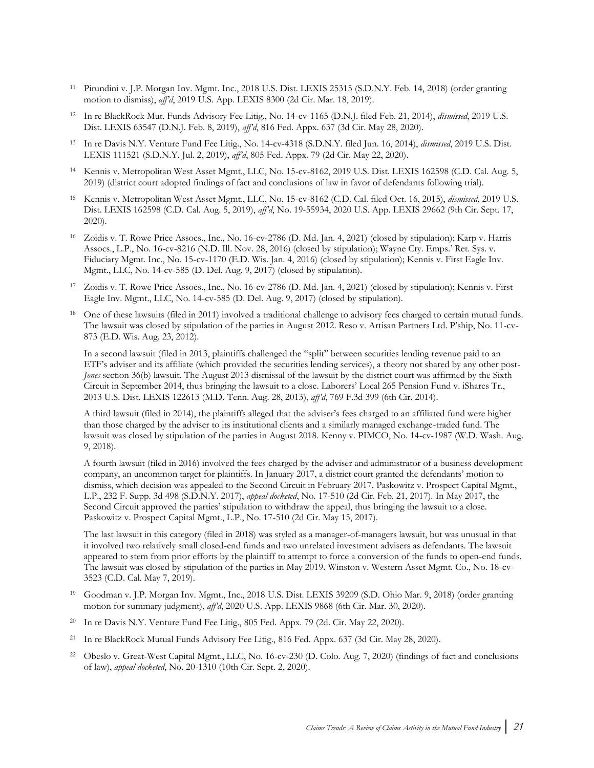[11] Pirundini v. J.P. Morgan Inv. Mgmt. Inc., 2018 U.S. Dist. LEXIS 25315 (S.D.N.Y. Feb. 14, 2018) (order granting motion to dismiss), *aff'd*, 2019 U.S. App. LEXIS 8300 (2d Cir. Mar. 18, 2019).

[12] In re BlackRock Mut. Funds Advisory Fee Litig., No. 14-cv-1165 (D.N.J. filed Feb. 21, 2014), *dismissed*, 2019 U.S. Dist. LEXIS 63547 (D.N.J. Feb. 8, 2019), *aff'd*, 816 Fed. Appx. 637 (3d Cir. May 28, 2020).

[13] In re Davis N.Y. Venture Fund Fee Litig., No. 14-cv-4318 (S.D.N.Y. filed Jun. 16, 2014), *dismissed*, 2019 U.S. Dist. LEXIS 111521 (S.D.N.Y. Jul. 2, 2019), *aff'd*, 805 Fed. Appx. 79 (2d Cir. May 22, 2020).

[14] Kennis v. Metropolitan West Asset Mgmt., LLC, No. 15-cv-8162, 2019 U.S. Dist. LEXIS 162598 (C.D. Cal. Aug. 5, 2019) (district court adopted findings of fact and conclusions of law in favor of defendants following trial).

[15] Kennis v. Metropolitan West Asset Mgmt., LLC, No. 15-cv-8162 (C.D. Cal. filed Oct. 16, 2015), *dismissed*, 2019 U.S. Dist. LEXIS 162598 (C.D. Cal. Aug. 5, 2019), *aff'd*, No. 19-55934, 2020 U.S. App. LEXIS 29662 (9th Cir. Sept. 17, 2020).

[16] Zoidis v. T. Rowe Price Assocs., Inc., No. 16-cv-2786 (D. Md. Jan. 4, 2021) (closed by stipulation); Karp v. Harris Assocs., L.P., No. 16-cv-8216 (N.D. Ill. Nov. 28, 2016) (closed by stipulation); Wayne Cty. Emps.' Ret. Sys. v. Fiduciary Mgmt. Inc., No. 15-cv-1170 (E.D. Wis. Jan. 4, 2016) (closed by stipulation); Kennis v. First Eagle Inv. Mgmt., LLC, No. 14-cv-585 (D. Del. Aug. 9, 2017) (closed by stipulation).

[17] Zoidis v. T. Rowe Price Assocs., Inc., No. 16-cv-2786 (D. Md. Jan. 4, 2021) (closed by stipulation); Kennis v. First Eagle Inv. Mgmt., LLC, No. 14-cv-585 (D. Del. Aug. 9, 2017) (closed by stipulation).

[18] One of these lawsuits (filed in 2011) involved a traditional challenge to advisory fees charged to certain mutual funds. The lawsuit was closed by stipulation of the parties in August 2012. Reso v. Artisan Partners Ltd. P'ship, No. 11-cv-873 (E.D. Wis. Aug. 23, 2012).

In a second lawsuit (filed in 2013, plaintiffs challenged the "split" between securities lending revenue paid to an ETF's adviser and its affiliate (which provided the securities lending services), a theory not shared by any other post-*Jones* section 36(b) lawsuit. The August 2013 dismissal of the lawsuit by the district court was affirmed by the Sixth Circuit in September 2014, thus bringing the lawsuit to a close. Laborers' Local 265 Pension Fund v. iShares Tr., 2013 U.S. Dist. LEXIS 122613 (M.D. Tenn. Aug. 28, 2013), *aff'd*, 769 F.3d 399 (6th Cir. 2014).

A third lawsuit (filed in 2014), the plaintiffs alleged that the adviser's fees charged to an affiliated fund were higher than those charged by the adviser to its institutional clients and a similarly managed exchange-traded fund. The lawsuit was closed by stipulation of the parties in August 2018. Kenny v. PIMCO, No. 14-cv-1987 (W.D. Wash. Aug. 9, 2018).

A fourth lawsuit (filed in 2016) involved the fees charged by the adviser and administrator of a business development company, an uncommon target for plaintiffs. In January 2017, a district court granted the defendants' motion to dismiss, which decision was appealed to the Second Circuit in February 2017. Paskowitz v. Prospect Capital Mgmt., L.P., 232 F. Supp. 3d 498 (S.D.N.Y. 2017), *appeal docketed*, No. 17-510 (2d Cir. Feb. 21, 2017). In May 2017, the Second Circuit approved the parties' stipulation to withdraw the appeal, thus bringing the lawsuit to a close. Paskowitz v. Prospect Capital Mgmt., L.P., No. 17-510 (2d Cir. May 15, 2017).

The last lawsuit in this category (filed in 2018) was styled as a manager-of-managers lawsuit, but was unusual in that it involved two relatively small closed-end funds and two unrelated investment advisers as defendants. The lawsuit appeared to stem from prior efforts by the plaintiff to attempt to force a conversion of the funds to open-end funds. The lawsuit was closed by stipulation of the parties in May 2019. Winston v. Western Asset Mgmt. Co., No. 18-cv-3523 (C.D. Cal. May 7, 2019).

[19] Goodman v. J.P. Morgan Inv. Mgmt., Inc., 2018 U.S. Dist. LEXIS 39209 (S.D. Ohio Mar. 9, 2018) (order granting motion for summary judgment), *aff'd*, 2020 U.S. App. LEXIS 9868 (6th Cir. Mar. 30, 2020).

[20] In re Davis N.Y. Venture Fund Fee Litig., 805 Fed. Appx. 79 (2d. Cir. May 22, 2020).

[21] In re BlackRock Mutual Funds Advisory Fee Litig., 816 Fed. Appx. 637 (3d Cir. May 28, 2020).

[22] Obeslo v. Great-West Capital Mgmt., LLC, No. 16-cv-230 (D. Colo. Aug. 7, 2020) (findings of fact and conclusions of law), *appeal docketed*, No. 20-1310 (10th Cir. Sept. 2, 2020).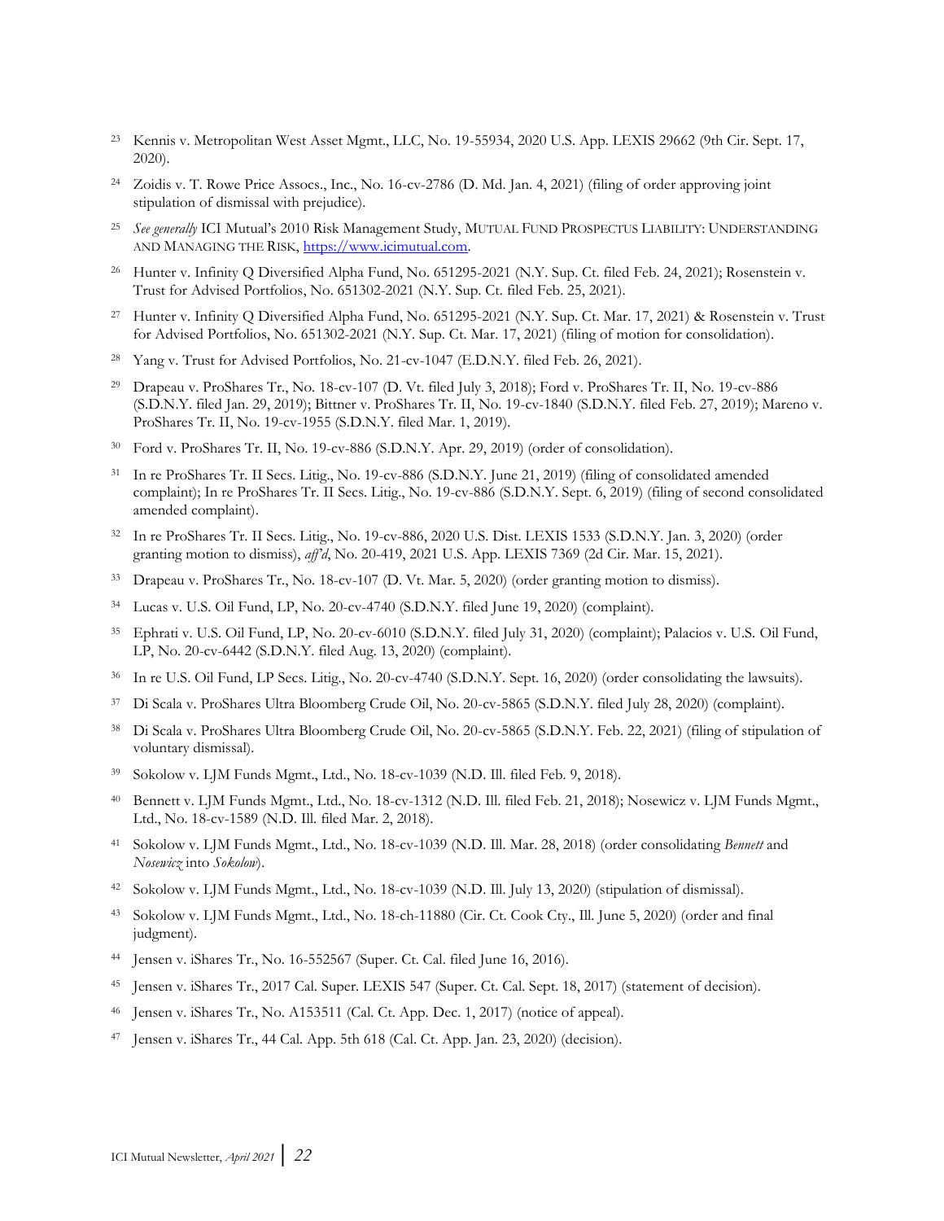[23] Kennis v. Metropolitan West Asset Mgmt., LLC, No. 19-55934, 2020 U.S. App. LEXIS 29662 (9th Cir. Sept. 17, 2020).

[24] Zoidis v. T. Rowe Price Assocs., Inc., No. 16-cv-2786 (D. Md. Jan. 4, 2021) (filing of order approving joint stipulation of dismissal with prejudice).

[25] *See generally* ICI Mutual's 2010 Risk Management Study, MUTUAL FUND PROSPECTUS LIABILITY: UNDERSTANDING AND MANAGING THE RISK, https://www.icimutual.com.

[26] Hunter v. Infinity Q Diversified Alpha Fund, No. 651295-2021 (N.Y. Sup. Ct. filed Feb. 24, 2021); Rosenstein v. Trust for Advised Portfolios, No. 651302-2021 (N.Y. Sup. Ct. filed Feb. 25, 2021).

[27] Hunter v. Infinity Q Diversified Alpha Fund, No. 651295-2021 (N.Y. Sup. Ct. Mar. 17, 2021) & Rosenstein v. Trust for Advised Portfolios, No. 651302-2021 (N.Y. Sup. Ct. Mar. 17, 2021) (filing of motion for consolidation).

[28] Yang v. Trust for Advised Portfolios, No. 21-cv-1047 (E.D.N.Y. filed Feb. 26, 2021).

[29] Drapeau v. ProShares Tr., No. 18-cv-107 (D. Vt. filed July 3, 2018); Ford v. ProShares Tr. II, No. 19-cv-886 (S.D.N.Y. filed Jan. 29, 2019); Bittner v. ProShares Tr. II, No. 19-cv-1840 (S.D.N.Y. filed Feb. 27, 2019); Mareno v. ProShares Tr. II, No. 19-cv-1955 (S.D.N.Y. filed Mar. 1, 2019).

[30] Ford v. ProShares Tr. II, No. 19-cv-886 (S.D.N.Y. Apr. 29, 2019) (order of consolidation).

[31] In re ProShares Tr. II Secs. Litig., No. 19-cv-886 (S.D.N.Y. June 21, 2019) (filing of consolidated amended complaint); In re ProShares Tr. II Secs. Litig., No. 19-cv-886 (S.D.N.Y. Sept. 6, 2019) (filing of second consolidated amended complaint).

[32] In re ProShares Tr. II Secs. Litig., No. 19-cv-886, 2020 U.S. Dist. LEXIS 1533 (S.D.N.Y. Jan. 3, 2020) (order granting motion to dismiss), *aff'd*, No. 20-419, 2021 U.S. App. LEXIS 7369 (2d Cir. Mar. 15, 2021).

[33] Drapeau v. ProShares Tr., No. 18-cv-107 (D. Vt. Mar. 5, 2020) (order granting motion to dismiss).

[34] Lucas v. U.S. Oil Fund, LP, No. 20-cv-4740 (S.D.N.Y. filed June 19, 2020) (complaint).

[35] Ephrati v. U.S. Oil Fund, LP, No. 20-cv-6010 (S.D.N.Y. filed July 31, 2020) (complaint); Palacios v. U.S. Oil Fund, LP, No. 20-cv-6442 (S.D.N.Y. filed Aug. 13, 2020) (complaint).

[36] In re U.S. Oil Fund, LP Secs. Litig., No. 20-cv-4740 (S.D.N.Y. Sept. 16, 2020) (order consolidating the lawsuits).

[37] Di Scala v. ProShares Ultra Bloomberg Crude Oil, No. 20-cv-5865 (S.D.N.Y. filed July 28, 2020) (complaint).

[38] Di Scala v. ProShares Ultra Bloomberg Crude Oil, No. 20-cv-5865 (S.D.N.Y. Feb. 22, 2021) (filing of stipulation of voluntary dismissal).

[39] Sokolow v. LJM Funds Mgmt., Ltd., No. 18-cv-1039 (N.D. Ill. filed Feb. 9, 2018).

[40] Bennett v. LJM Funds Mgmt., Ltd., No. 18-cv-1312 (N.D. Ill. filed Feb. 21, 2018); Nosewicz v. LJM Funds Mgmt., Ltd., No. 18-cv-1589 (N.D. Ill. filed Mar. 2, 2018).

[41] Sokolow v. LJM Funds Mgmt., Ltd., No. 18-cv-1039 (N.D. Ill. Mar. 28, 2018) (order consolidating *Bennett* and *Nosewicz* into *Sokolow*).

[42] Sokolow v. LJM Funds Mgmt., Ltd., No. 18-cv-1039 (N.D. Ill. July 13, 2020) (stipulation of dismissal).

[43] Sokolow v. LJM Funds Mgmt., Ltd., No. 18-ch-11880 (Cir. Ct. Cook Cty., Ill. June 5, 2020) (order and final judgment).

[44] Jensen v. iShares Tr., No. 16-552567 (Super. Ct. Cal. filed June 16, 2016).

[45] Jensen v. iShares Tr., 2017 Cal. Super. LEXIS 547 (Super. Ct. Cal. Sept. 18, 2017) (statement of decision).

[46] Jensen v. iShares Tr., No. A153511 (Cal. Ct. App. Dec. 1, 2017) (notice of appeal).

[47] Jensen v. iShares Tr., 44 Cal. App. 5th 618 (Cal. Ct. App. Jan. 23, 2020) (decision).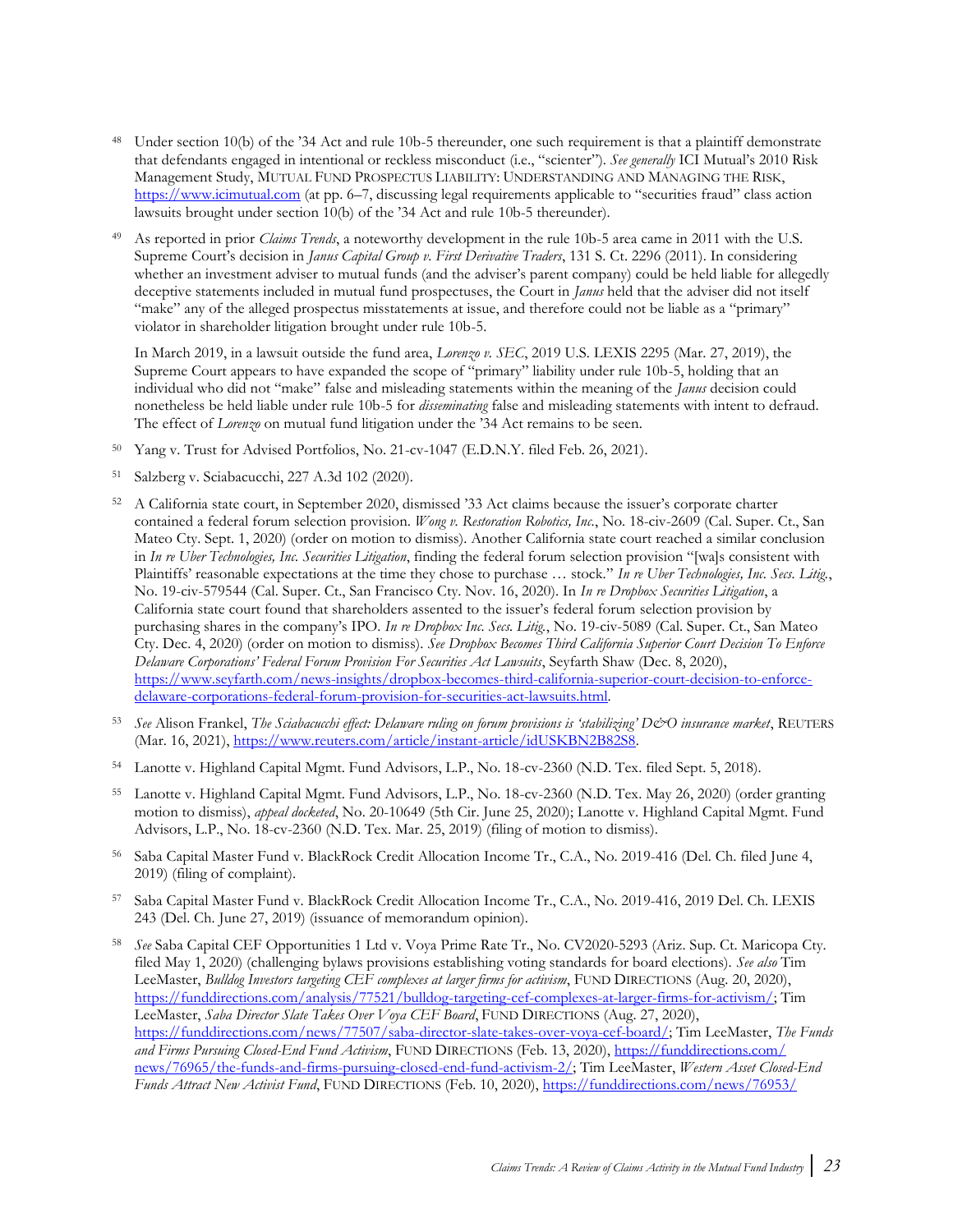48 Under section 10(b) of the '34 Act and rule 10b-5 thereunder, one such requirement is that a plaintiff demonstrate that defendants engaged in intentional or reckless misconduct (i.e., "scienter"). *See generally* ICI Mutual's 2010 Risk Management Study, MUTUAL FUND PROSPECTUS LIABILITY: UNDERSTANDING AND MANAGING THE RISK, https://www.icimutual.com (at pp. 6–7, discussing legal requirements applicable to "securities fraud" class action lawsuits brought under section 10(b) of the '34 Act and rule 10b-5 thereunder).

49 As reported in prior *Claims Trends*, a noteworthy development in the rule 10b-5 area came in 2011 with the U.S. Supreme Court's decision in *Janus Capital Group v. First Derivative Traders*, 131 S. Ct. 2296 (2011). In considering whether an investment adviser to mutual funds (and the adviser's parent company) could be held liable for allegedly deceptive statements included in mutual fund prospectuses, the Court in *Janus* held that the adviser did not itself "make" any of the alleged prospectus misstatements at issue, and therefore could not be liable as a "primary" violator in shareholder litigation brought under rule 10b-5.

In March 2019, in a lawsuit outside the fund area, *Lorenzo v. SEC*, 2019 U.S. LEXIS 2295 (Mar. 27, 2019), the Supreme Court appears to have expanded the scope of "primary" liability under rule 10b-5, holding that an individual who did not "make" false and misleading statements within the meaning of the *Janus* decision could nonetheless be held liable under rule 10b-5 for *disseminating* false and misleading statements with intent to defraud. The effect of *Lorenzo* on mutual fund litigation under the '34 Act remains to be seen.

50 Yang v. Trust for Advised Portfolios, No. 21-cv-1047 (E.D.N.Y. filed Feb. 26, 2021).

51 Salzberg v. Sciabacucchi, 227 A.3d 102 (2020).

52 A California state court, in September 2020, dismissed '33 Act claims because the issuer's corporate charter contained a federal forum selection provision. *Wong v. Restoration Robotics, Inc.*, No. 18-civ-2609 (Cal. Super. Ct., San Mateo Cty. Sept. 1, 2020) (order on motion to dismiss). Another California state court reached a similar conclusion in *In re Uber Technologies, Inc. Securities Litigation*, finding the federal forum selection provision "[wa]s consistent with Plaintiffs' reasonable expectations at the time they chose to purchase … stock." *In re Uber Technologies, Inc. Secs. Litig.*, No. 19-civ-579544 (Cal. Super. Ct., San Francisco Cty. Nov. 16, 2020). In *In re Dropbox Securities Litigation*, a California state court found that shareholders assented to the issuer's federal forum selection provision by purchasing shares in the company's IPO. *In re Dropbox Inc. Secs. Litig.*, No. 19-civ-5089 (Cal. Super. Ct., San Mateo Cty. Dec. 4, 2020) (order on motion to dismiss). *See Dropbox Becomes Third California Superior Court Decision To Enforce Delaware Corporations' Federal Forum Provision For Securities Act Lawsuits*, Seyfarth Shaw (Dec. 8, 2020), https://www.seyfarth.com/news-insights/dropbox-becomes-third-california-superior-court-decision-to-enforce-delaware-corporations-federal-forum-provision-for-securities-act-lawsuits.html.

53 *See* Alison Frankel, *The Sciabacucchi effect: Delaware ruling on forum provisions is 'stabilizing' D&O insurance market*, REUTERS (Mar. 16, 2021), https://www.reuters.com/article/instant-article/idUSKBN2B82S8.

54 Lanotte v. Highland Capital Mgmt. Fund Advisors, L.P., No. 18-cv-2360 (N.D. Tex. filed Sept. 5, 2018).

55 Lanotte v. Highland Capital Mgmt. Fund Advisors, L.P., No. 18-cv-2360 (N.D. Tex. May 26, 2020) (order granting motion to dismiss), *appeal docketed*, No. 20-10649 (5th Cir. June 25, 2020); Lanotte v. Highland Capital Mgmt. Fund Advisors, L.P., No. 18-cv-2360 (N.D. Tex. Mar. 25, 2019) (filing of motion to dismiss).

56 Saba Capital Master Fund v. BlackRock Credit Allocation Income Tr., C.A., No. 2019-416 (Del. Ch. filed June 4, 2019) (filing of complaint).

57 Saba Capital Master Fund v. BlackRock Credit Allocation Income Tr., C.A., No. 2019-416, 2019 Del. Ch. LEXIS 243 (Del. Ch. June 27, 2019) (issuance of memorandum opinion).

58 *See* Saba Capital CEF Opportunities 1 Ltd v. Voya Prime Rate Tr., No. CV2020-5293 (Ariz. Sup. Ct. Maricopa Cty. filed May 1, 2020) (challenging bylaws provisions establishing voting standards for board elections). *See also* Tim LeeMaster, *Bulldog Investors targeting CEF complexes at larger firms for activism*, FUND DIRECTIONS (Aug. 20, 2020), https://funddirections.com/analysis/77521/bulldog-targeting-cef-complexes-at-larger-firms-for-activism/; Tim LeeMaster, *Saba Director Slate Takes Over Voya CEF Board*, FUND DIRECTIONS (Aug. 27, 2020), https://funddirections.com/news/77507/saba-director-slate-takes-over-voya-cef-board/; Tim LeeMaster, *The Funds and Firms Pursuing Closed-End Fund Activism*, FUND DIRECTIONS (Feb. 13, 2020), https://funddirections.com/news/76965/the-funds-and-firms-pursuing-closed-end-fund-activism-2/; Tim LeeMaster, *Western Asset Closed-End Funds Attract New Activist Fund*, FUND DIRECTIONS (Feb. 10, 2020), https://funddirections.com/news/76953/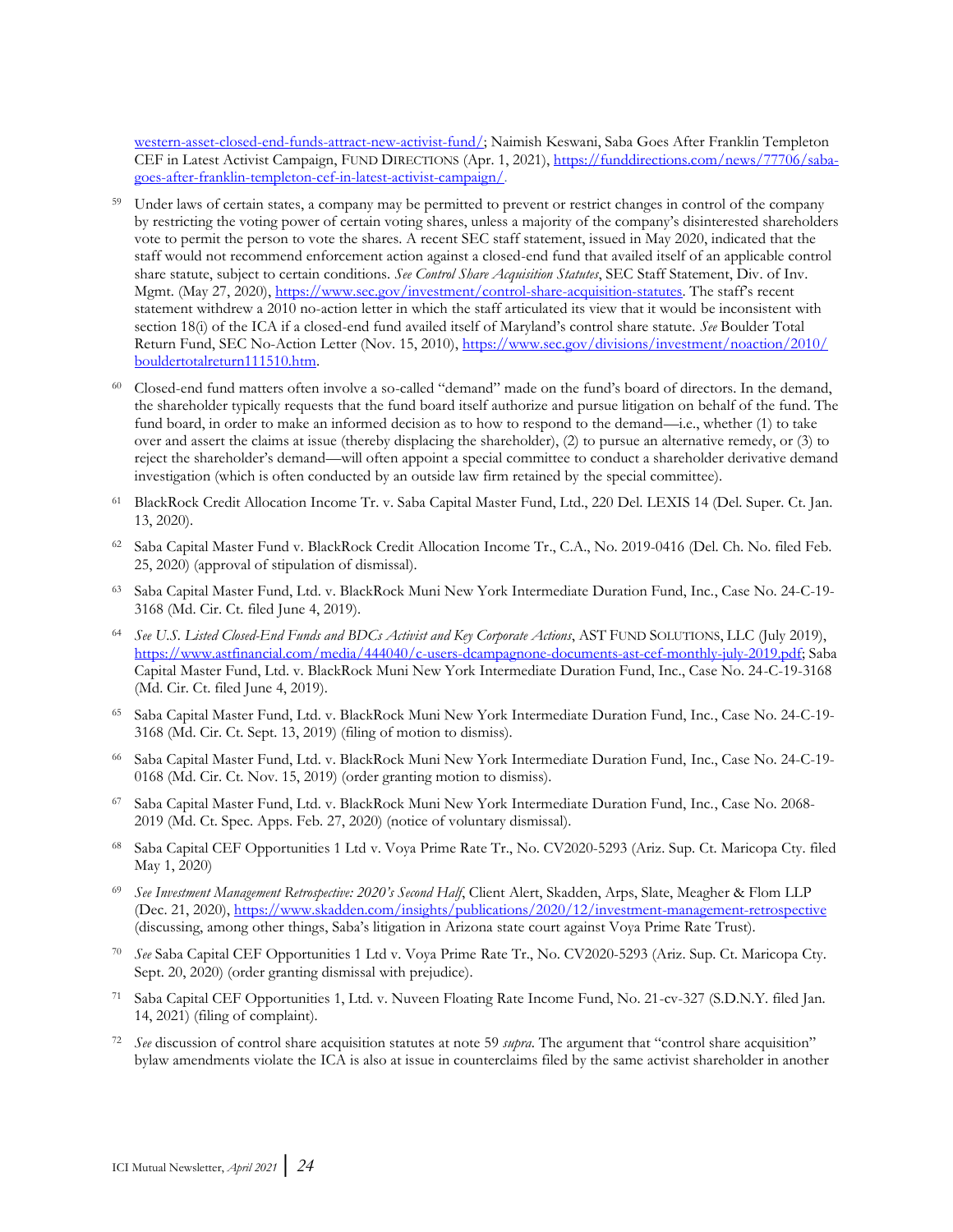western-asset-closed-end-funds-attract-new-activist-fund/; Naimish Keswani, Saba Goes After Franklin Templeton CEF in Latest Activist Campaign, FUND DIRECTIONS (Apr. 1, 2021), https://funddirections.com/news/77706/saba-goes-after-franklin-templeton-cef-in-latest-activist-campaign/.

[59] Under laws of certain states, a company may be permitted to prevent or restrict changes in control of the company by restricting the voting power of certain voting shares, unless a majority of the company's disinterested shareholders vote to permit the person to vote the shares. A recent SEC staff statement, issued in May 2020, indicated that the staff would not recommend enforcement action against a closed-end fund that availed itself of an applicable control share statute, subject to certain conditions. *See Control Share Acquisition Statutes*, SEC Staff Statement, Div. of Inv. Mgmt. (May 27, 2020), https://www.sec.gov/investment/control-share-acquisition-statutes. The staff's recent statement withdrew a 2010 no-action letter in which the staff articulated its view that it would be inconsistent with section 18(i) of the ICA if a closed-end fund availed itself of Maryland's control share statute. *See* Boulder Total Return Fund, SEC No-Action Letter (Nov. 15, 2010), https://www.sec.gov/divisions/investment/noaction/2010/bouldertotalreturn111510.htm.

[60] Closed-end fund matters often involve a so-called "demand" made on the fund's board of directors. In the demand, the shareholder typically requests that the fund board itself authorize and pursue litigation on behalf of the fund. The fund board, in order to make an informed decision as to how to respond to the demand—i.e., whether (1) to take over and assert the claims at issue (thereby displacing the shareholder), (2) to pursue an alternative remedy, or (3) to reject the shareholder's demand—will often appoint a special committee to conduct a shareholder derivative demand investigation (which is often conducted by an outside law firm retained by the special committee).

[61] BlackRock Credit Allocation Income Tr. v. Saba Capital Master Fund, Ltd., 220 Del. LEXIS 14 (Del. Super. Ct. Jan. 13, 2020).

[62] Saba Capital Master Fund v. BlackRock Credit Allocation Income Tr., C.A., No. 2019-0416 (Del. Ch. No. filed Feb. 25, 2020) (approval of stipulation of dismissal).

[63] Saba Capital Master Fund, Ltd. v. BlackRock Muni New York Intermediate Duration Fund, Inc., Case No. 24-C-19-3168 (Md. Cir. Ct. filed June 4, 2019).

[64] *See U.S. Listed Closed-End Funds and BDCs Activist and Key Corporate Actions*, AST FUND SOLUTIONS, LLC (July 2019), https://www.astfinancial.com/media/444040/c-users-dcampagnone-documents-ast-cef-monthly-july-2019.pdf; Saba Capital Master Fund, Ltd. v. BlackRock Muni New York Intermediate Duration Fund, Inc., Case No. 24-C-19-3168 (Md. Cir. Ct. filed June 4, 2019).

[65] Saba Capital Master Fund, Ltd. v. BlackRock Muni New York Intermediate Duration Fund, Inc., Case No. 24-C-19-3168 (Md. Cir. Ct. Sept. 13, 2019) (filing of motion to dismiss).

[66] Saba Capital Master Fund, Ltd. v. BlackRock Muni New York Intermediate Duration Fund, Inc., Case No. 24-C-19-0168 (Md. Cir. Ct. Nov. 15, 2019) (order granting motion to dismiss).

[67] Saba Capital Master Fund, Ltd. v. BlackRock Muni New York Intermediate Duration Fund, Inc., Case No. 2068-2019 (Md. Ct. Spec. Apps. Feb. 27, 2020) (notice of voluntary dismissal).

[68] Saba Capital CEF Opportunities 1 Ltd v. Voya Prime Rate Tr., No. CV2020-5293 (Ariz. Sup. Ct. Maricopa Cty. filed May 1, 2020)

[69] *See Investment Management Retrospective: 2020's Second Half*, Client Alert, Skadden, Arps, Slate, Meagher & Flom LLP (Dec. 21, 2020), https://www.skadden.com/insights/publications/2020/12/investment-management-retrospective (discussing, among other things, Saba's litigation in Arizona state court against Voya Prime Rate Trust).

[70] *See* Saba Capital CEF Opportunities 1 Ltd v. Voya Prime Rate Tr., No. CV2020-5293 (Ariz. Sup. Ct. Maricopa Cty. Sept. 20, 2020) (order granting dismissal with prejudice).

[71] Saba Capital CEF Opportunities 1, Ltd. v. Nuveen Floating Rate Income Fund, No. 21-cv-327 (S.D.N.Y. filed Jan. 14, 2021) (filing of complaint).

[72] *See* discussion of control share acquisition statutes at note 59 *supra*. The argument that "control share acquisition" bylaw amendments violate the ICA is also at issue in counterclaims filed by the same activist shareholder in another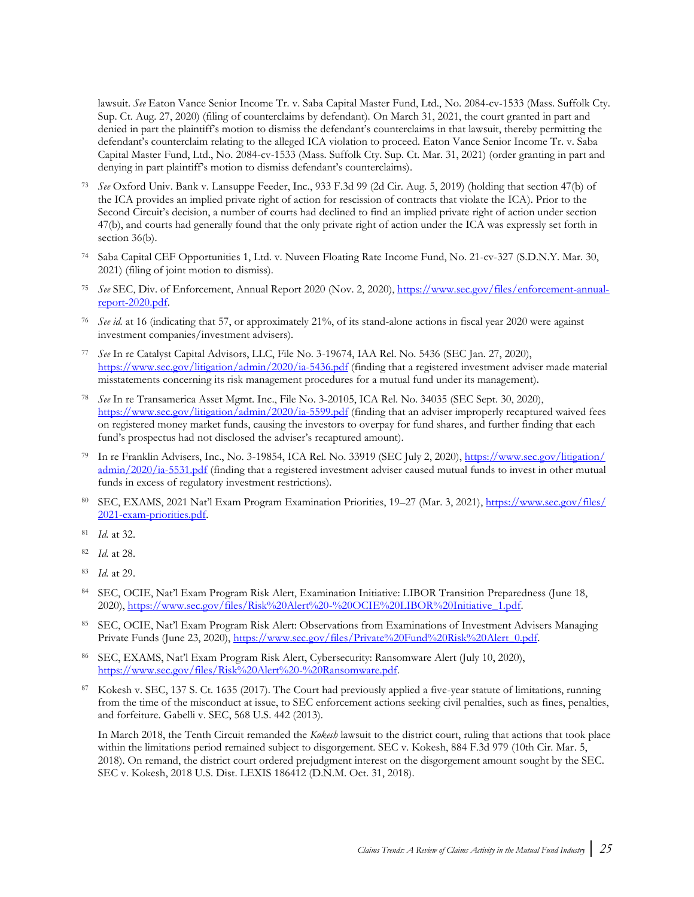lawsuit. *See* Eaton Vance Senior Income Tr. v. Saba Capital Master Fund, Ltd., No. 2084-cv-1533 (Mass. Suffolk Cty. Sup. Ct. Aug. 27, 2020) (filing of counterclaims by defendant). On March 31, 2021, the court granted in part and denied in part the plaintiff's motion to dismiss the defendant's counterclaims in that lawsuit, thereby permitting the defendant's counterclaim relating to the alleged ICA violation to proceed. Eaton Vance Senior Income Tr. v. Saba Capital Master Fund, Ltd., No. 2084-cv-1533 (Mass. Suffolk Cty. Sup. Ct. Mar. 31, 2021) (order granting in part and denying in part plaintiff's motion to dismiss defendant's counterclaims).

73 *See* Oxford Univ. Bank v. Lansuppe Feeder, Inc., 933 F.3d 99 (2d Cir. Aug. 5, 2019) (holding that section 47(b) of the ICA provides an implied private right of action for rescission of contracts that violate the ICA). Prior to the Second Circuit's decision, a number of courts had declined to find an implied private right of action under section 47(b), and courts had generally found that the only private right of action under the ICA was expressly set forth in section 36(b).

74 Saba Capital CEF Opportunities 1, Ltd. v. Nuveen Floating Rate Income Fund, No. 21-cv-327 (S.D.N.Y. Mar. 30, 2021) (filing of joint motion to dismiss).

75 *See* SEC, Div. of Enforcement, Annual Report 2020 (Nov. 2, 2020), https://www.sec.gov/files/enforcement-annual-report-2020.pdf.

76 *See id.* at 16 (indicating that 57, or approximately 21%, of its stand-alone actions in fiscal year 2020 were against investment companies/investment advisers).

77 *See* In re Catalyst Capital Advisors, LLC, File No. 3-19674, IAA Rel. No. 5436 (SEC Jan. 27, 2020), https://www.sec.gov/litigation/admin/2020/ia-5436.pdf (finding that a registered investment adviser made material misstatements concerning its risk management procedures for a mutual fund under its management).

78 *See* In re Transamerica Asset Mgmt. Inc., File No. 3-20105, ICA Rel. No. 34035 (SEC Sept. 30, 2020), https://www.sec.gov/litigation/admin/2020/ia-5599.pdf (finding that an adviser improperly recaptured waived fees on registered money market funds, causing the investors to overpay for fund shares, and further finding that each fund's prospectus had not disclosed the adviser's recaptured amount).

79 In re Franklin Advisers, Inc., No. 3-19854, ICA Rel. No. 33919 (SEC July 2, 2020), https://www.sec.gov/litigation/admin/2020/ia-5531.pdf (finding that a registered investment adviser caused mutual funds to invest in other mutual funds in excess of regulatory investment restrictions).

80 SEC, EXAMS, 2021 Nat'l Exam Program Examination Priorities, 19–27 (Mar. 3, 2021), https://www.sec.gov/files/2021-exam-priorities.pdf.

81 *Id.* at 32.

82 *Id.* at 28.

83 *Id.* at 29.

84 SEC, OCIE, Nat'l Exam Program Risk Alert, Examination Initiative: LIBOR Transition Preparedness (June 18, 2020), https://www.sec.gov/files/Risk%20Alert%20-%20OCIE%20LIBOR%20Initiative_1.pdf.

85 SEC, OCIE, Nat'l Exam Program Risk Alert: Observations from Examinations of Investment Advisers Managing Private Funds (June 23, 2020), https://www.sec.gov/files/Private%20Fund%20Risk%20Alert_0.pdf.

86 SEC, EXAMS, Nat'l Exam Program Risk Alert, Cybersecurity: Ransomware Alert (July 10, 2020), https://www.sec.gov/files/Risk%20Alert%20-%20Ransomware.pdf.

87 Kokesh v. SEC, 137 S. Ct. 1635 (2017). The Court had previously applied a five-year statute of limitations, running from the time of the misconduct at issue, to SEC enforcement actions seeking civil penalties, such as fines, penalties, and forfeiture. Gabelli v. SEC, 568 U.S. 442 (2013).

In March 2018, the Tenth Circuit remanded the *Kokesh* lawsuit to the district court, ruling that actions that took place within the limitations period remained subject to disgorgement. SEC v. Kokesh, 884 F.3d 979 (10th Cir. Mar. 5, 2018). On remand, the district court ordered prejudgment interest on the disgorgement amount sought by the SEC. SEC v. Kokesh, 2018 U.S. Dist. LEXIS 186412 (D.N.M. Oct. 31, 2018).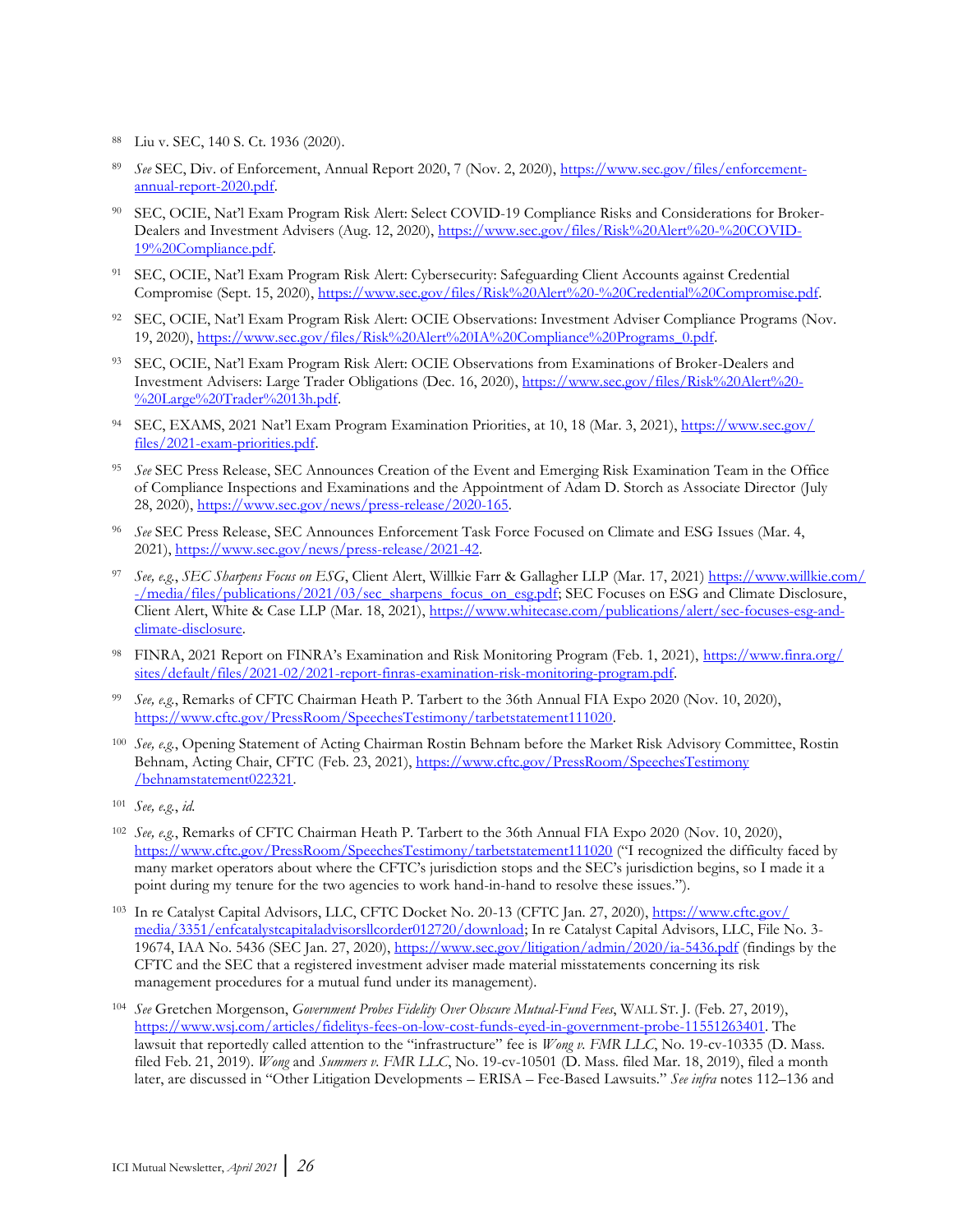[88] Liu v. SEC, 140 S. Ct. 1936 (2020).

[89] *See* SEC, Div. of Enforcement, Annual Report 2020, 7 (Nov. 2, 2020), https://www.sec.gov/files/enforcement-annual-report-2020.pdf.

[90] SEC, OCIE, Nat'l Exam Program Risk Alert: Select COVID-19 Compliance Risks and Considerations for Broker-Dealers and Investment Advisers (Aug. 12, 2020), https://www.sec.gov/files/Risk%20Alert%20-%20COVID-19%20Compliance.pdf.

[91] SEC, OCIE, Nat'l Exam Program Risk Alert: Cybersecurity: Safeguarding Client Accounts against Credential Compromise (Sept. 15, 2020), https://www.sec.gov/files/Risk%20Alert%20-%20Credential%20Compromise.pdf.

[92] SEC, OCIE, Nat'l Exam Program Risk Alert: OCIE Observations: Investment Adviser Compliance Programs (Nov. 19, 2020), https://www.sec.gov/files/Risk%20Alert%20IA%20Compliance%20Programs_0.pdf.

[93] SEC, OCIE, Nat'l Exam Program Risk Alert: OCIE Observations from Examinations of Broker-Dealers and Investment Advisers: Large Trader Obligations (Dec. 16, 2020), https://www.sec.gov/files/Risk%20Alert%20-%20Large%20Trader%2013h.pdf.

[94] SEC, EXAMS, 2021 Nat'l Exam Program Examination Priorities, at 10, 18 (Mar. 3, 2021), https://www.sec.gov/files/2021-exam-priorities.pdf.

[95] *See* SEC Press Release, SEC Announces Creation of the Event and Emerging Risk Examination Team in the Office of Compliance Inspections and Examinations and the Appointment of Adam D. Storch as Associate Director (July 28, 2020), https://www.sec.gov/news/press-release/2020-165.

[96] *See* SEC Press Release, SEC Announces Enforcement Task Force Focused on Climate and ESG Issues (Mar. 4, 2021), https://www.sec.gov/news/press-release/2021-42.

[97] *See, e.g.*, *SEC Sharpens Focus on ESG*, Client Alert, Willkie Farr & Gallagher LLP (Mar. 17, 2021) https://www.willkie.com/-/media/files/publications/2021/03/sec_sharpens_focus_on_esg.pdf; SEC Focuses on ESG and Climate Disclosure, Client Alert, White & Case LLP (Mar. 18, 2021), https://www.whitecase.com/publications/alert/sec-focuses-esg-and-climate-disclosure.

[98] FINRA, 2021 Report on FINRA's Examination and Risk Monitoring Program (Feb. 1, 2021), https://www.finra.org/sites/default/files/2021-02/2021-report-finras-examination-risk-monitoring-program.pdf.

[99] *See, e.g.*, Remarks of CFTC Chairman Heath P. Tarbert to the 36th Annual FIA Expo 2020 (Nov. 10, 2020), https://www.cftc.gov/PressRoom/SpeechesTestimony/tarbetstatement111020.

[100] *See, e.g.*, Opening Statement of Acting Chairman Rostin Behnam before the Market Risk Advisory Committee, Rostin Behnam, Acting Chair, CFTC (Feb. 23, 2021), https://www.cftc.gov/PressRoom/SpeechesTestimony/behnamstatement022321.

[101] *See, e.g.*, *id.*

[102] *See, e.g.*, Remarks of CFTC Chairman Heath P. Tarbert to the 36th Annual FIA Expo 2020 (Nov. 10, 2020), https://www.cftc.gov/PressRoom/SpeechesTestimony/tarbetstatement111020 ("I recognized the difficulty faced by many market operators about where the CFTC's jurisdiction stops and the SEC's jurisdiction begins, so I made it a point during my tenure for the two agencies to work hand-in-hand to resolve these issues.").

[103] In re Catalyst Capital Advisors, LLC, CFTC Docket No. 20-13 (CFTC Jan. 27, 2020), https://www.cftc.gov/media/3351/enfcatalystcapitaladvisorsllcorder012720/download; In re Catalyst Capital Advisors, LLC, File No. 3-19674, IAA No. 5436 (SEC Jan. 27, 2020), https://www.sec.gov/litigation/admin/2020/ia-5436.pdf (findings by the CFTC and the SEC that a registered investment adviser made material misstatements concerning its risk management procedures for a mutual fund under its management).

[104] *See* Gretchen Morgenson, *Government Probes Fidelity Over Obscure Mutual-Fund Fees*, WALL ST. J. (Feb. 27, 2019), https://www.wsj.com/articles/fidelitys-fees-on-low-cost-funds-eyed-in-government-probe-11551263401. The lawsuit that reportedly called attention to the "infrastructure" fee is *Wong v. FMR LLC*, No. 19-cv-10335 (D. Mass. filed Feb. 21, 2019). *Wong* and *Summers v. FMR LLC*, No. 19-cv-10501 (D. Mass. filed Mar. 18, 2019), filed a month later, are discussed in "Other Litigation Developments – ERISA – Fee-Based Lawsuits." *See infra* notes 112–136 and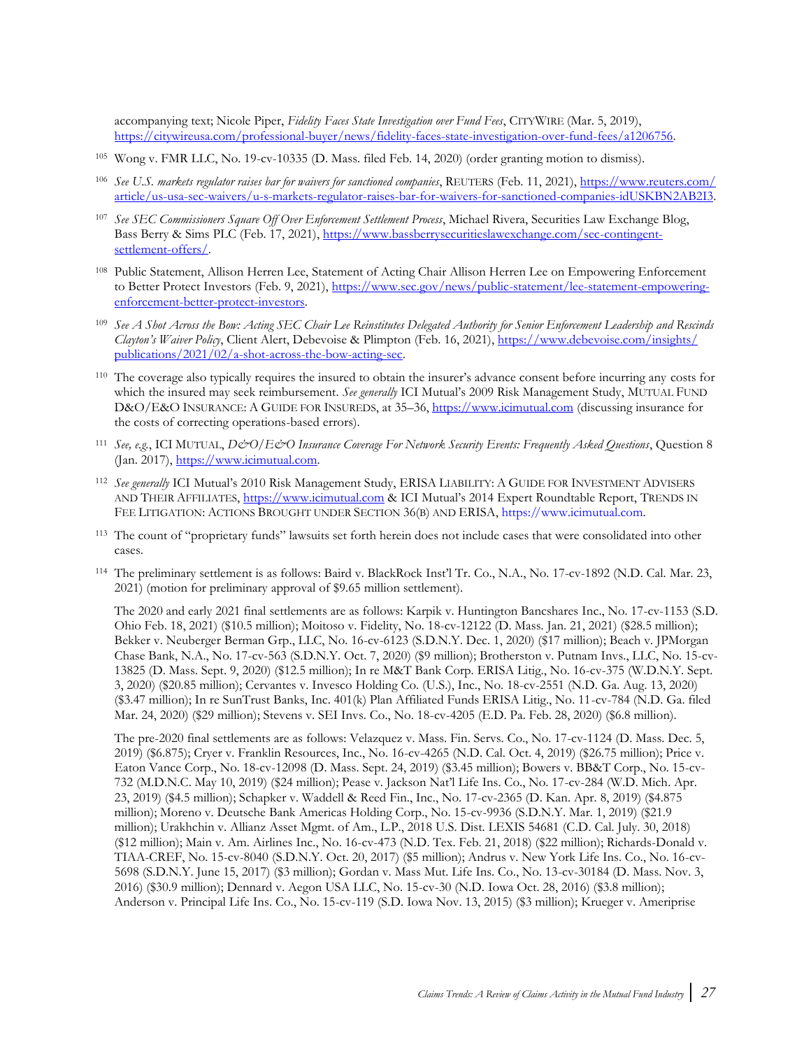accompanying text; Nicole Piper, *Fidelity Faces State Investigation over Fund Fees*, CITYWIRE (Mar. 5, 2019), https://citywireusa.com/professional-buyer/news/fidelity-faces-state-investigation-over-fund-fees/a1206756.

105 Wong v. FMR LLC, No. 19-cv-10335 (D. Mass. filed Feb. 14, 2020) (order granting motion to dismiss).

106 *See U.S. markets regulator raises bar for waivers for sanctioned companies*, REUTERS (Feb. 11, 2021), https://www.reuters.com/article/us-usa-sec-waivers/u-s-markets-regulator-raises-bar-for-waivers-for-sanctioned-companies-idUSKBN2AB2I3.

107 *See SEC Commissioners Square Off Over Enforcement Settlement Process*, Michael Rivera, Securities Law Exchange Blog, Bass Berry & Sims PLC (Feb. 17, 2021), https://www.bassberrysecuritieslawexchange.com/sec-contingent-settlement-offers/.

108 Public Statement, Allison Herren Lee, Statement of Acting Chair Allison Herren Lee on Empowering Enforcement to Better Protect Investors (Feb. 9, 2021), https://www.sec.gov/news/public-statement/lee-statement-empowering-enforcement-better-protect-investors.

109 *See A Shot Across the Bow: Acting SEC Chair Lee Reinstitutes Delegated Authority for Senior Enforcement Leadership and Rescinds Clayton's Waiver Policy*, Client Alert, Debevoise & Plimpton (Feb. 16, 2021), https://www.debevoise.com/insights/publications/2021/02/a-shot-across-the-bow-acting-sec.

110 The coverage also typically requires the insured to obtain the insurer's advance consent before incurring any costs for which the insured may seek reimbursement. *See generally* ICI Mutual's 2009 Risk Management Study, MUTUAL FUND D&O/E&O INSURANCE: A GUIDE FOR INSUREDS, at 35–36, https://www.icimutual.com (discussing insurance for the costs of correcting operations-based errors).

111 *See, e.g.*, ICI MUTUAL, *D&O/E&O Insurance Coverage For Network Security Events: Frequently Asked Questions*, Question 8 (Jan. 2017), https://www.icimutual.com.

112 *See generally* ICI Mutual's 2010 Risk Management Study, ERISA LIABILITY: A GUIDE FOR INVESTMENT ADVISERS AND THEIR AFFILIATES, https://www.icimutual.com & ICI Mutual's 2014 Expert Roundtable Report, TRENDS IN FEE LITIGATION: ACTIONS BROUGHT UNDER SECTION 36(B) AND ERISA, https://www.icimutual.com.

113 The count of "proprietary funds" lawsuits set forth herein does not include cases that were consolidated into other cases.

114 The preliminary settlement is as follows: Baird v. BlackRock Inst'l Tr. Co., N.A., No. 17-cv-1892 (N.D. Cal. Mar. 23, 2021) (motion for preliminary approval of $9.65 million settlement).

The 2020 and early 2021 final settlements are as follows: Karpik v. Huntington Bancshares Inc., No. 17-cv-1153 (S.D. Ohio Feb. 18, 2021) ($10.5 million); Moitoso v. Fidelity, No. 18-cv-12122 (D. Mass. Jan. 21, 2021) ($28.5 million); Bekker v. Neuberger Berman Grp., LLC, No. 16-cv-6123 (S.D.N.Y. Dec. 1, 2020) ($17 million); Beach v. JPMorgan Chase Bank, N.A., No. 17-cv-563 (S.D.N.Y. Oct. 7, 2020) ($9 million); Brotherston v. Putnam Invs., LLC, No. 15-cv-13825 (D. Mass. Sept. 9, 2020) ($12.5 million); In re M&T Bank Corp. ERISA Litig., No. 16-cv-375 (W.D.N.Y. Sept. 3, 2020) ($20.85 million); Cervantes v. Invesco Holding Co. (U.S.), Inc., No. 18-cv-2551 (N.D. Ga. Aug. 13, 2020) ($3.47 million); In re SunTrust Banks, Inc. 401(k) Plan Affiliated Funds ERISA Litig., No. 11-cv-784 (N.D. Ga. filed Mar. 24, 2020) ($29 million); Stevens v. SEI Invs. Co., No. 18-cv-4205 (E.D. Pa. Feb. 28, 2020) ($6.8 million).

The pre-2020 final settlements are as follows: Velazquez v. Mass. Fin. Servs. Co., No. 17-cv-1124 (D. Mass. Dec. 5, 2019) ($6.875); Cryer v. Franklin Resources, Inc., No. 16-cv-4265 (N.D. Cal. Oct. 4, 2019) ($26.75 million); Price v. Eaton Vance Corp., No. 18-cv-12098 (D. Mass. Sept. 24, 2019) ($3.45 million); Bowers v. BB&T Corp., No. 15-cv-732 (M.D.N.C. May 10, 2019) ($24 million); Pease v. Jackson Nat'l Life Ins. Co., No. 17-cv-284 (W.D. Mich. Apr. 23, 2019) ($4.5 million); Schapker v. Waddell & Reed Fin., Inc., No. 17-cv-2365 (D. Kan. Apr. 8, 2019) ($4.875 million); Moreno v. Deutsche Bank Americas Holding Corp., No. 15-cv-9936 (S.D.N.Y. Mar. 1, 2019) ($21.9 million); Urakhchin v. Allianz Asset Mgmt. of Am., L.P., 2018 U.S. Dist. LEXIS 54681 (C.D. Cal. July. 30, 2018) ($12 million); Main v. Am. Airlines Inc., No. 16-cv-473 (N.D. Tex. Feb. 21, 2018) ($22 million); Richards-Donald v. TIAA-CREF, No. 15-cv-8040 (S.D.N.Y. Oct. 20, 2017) ($5 million); Andrus v. New York Life Ins. Co., No. 16-cv-5698 (S.D.N.Y. June 15, 2017) ($3 million); Gordan v. Mass Mut. Life Ins. Co., No. 13-cv-30184 (D. Mass. Nov. 3, 2016) ($30.9 million); Dennard v. Aegon USA LLC, No. 15-cv-30 (N.D. Iowa Oct. 28, 2016) ($3.8 million); Anderson v. Principal Life Ins. Co., No. 15-cv-119 (S.D. Iowa Nov. 13, 2015) ($3 million); Krueger v. Ameriprise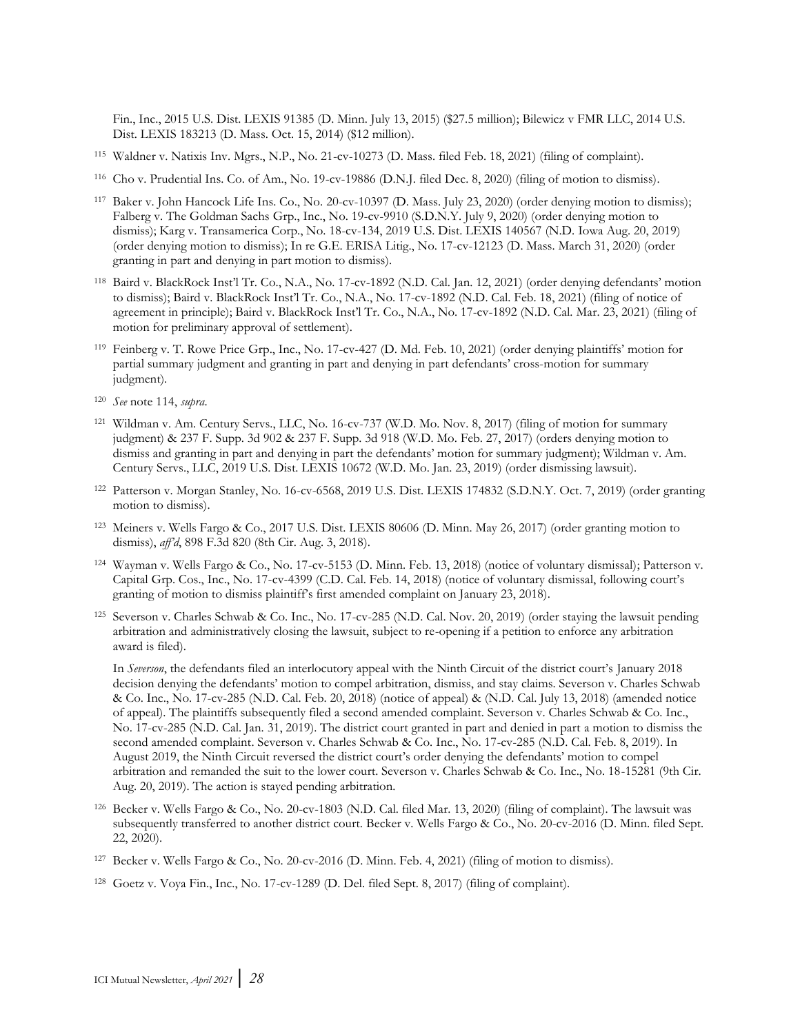Fin., Inc., 2015 U.S. Dist. LEXIS 91385 (D. Minn. July 13, 2015) ($27.5 million); Bilewicz v FMR LLC, 2014 U.S. Dist. LEXIS 183213 (D. Mass. Oct. 15, 2014) ($12 million).

[115] Waldner v. Natixis Inv. Mgrs., N.P., No. 21-cv-10273 (D. Mass. filed Feb. 18, 2021) (filing of complaint).

[116] Cho v. Prudential Ins. Co. of Am., No. 19-cv-19886 (D.N.J. filed Dec. 8, 2020) (filing of motion to dismiss).

[117] Baker v. John Hancock Life Ins. Co., No. 20-cv-10397 (D. Mass. July 23, 2020) (order denying motion to dismiss); Falberg v. The Goldman Sachs Grp., Inc., No. 19-cv-9910 (S.D.N.Y. July 9, 2020) (order denying motion to dismiss); Karg v. Transamerica Corp., No. 18-cv-134, 2019 U.S. Dist. LEXIS 140567 (N.D. Iowa Aug. 20, 2019) (order denying motion to dismiss); In re G.E. ERISA Litig., No. 17-cv-12123 (D. Mass. March 31, 2020) (order granting in part and denying in part motion to dismiss).

[118] Baird v. BlackRock Inst'l Tr. Co., N.A., No. 17-cv-1892 (N.D. Cal. Jan. 12, 2021) (order denying defendants' motion to dismiss); Baird v. BlackRock Inst'l Tr. Co., N.A., No. 17-cv-1892 (N.D. Cal. Feb. 18, 2021) (filing of notice of agreement in principle); Baird v. BlackRock Inst'l Tr. Co., N.A., No. 17-cv-1892 (N.D. Cal. Mar. 23, 2021) (filing of motion for preliminary approval of settlement).

[119] Feinberg v. T. Rowe Price Grp., Inc., No. 17-cv-427 (D. Md. Feb. 10, 2021) (order denying plaintiffs' motion for partial summary judgment and granting in part and denying in part defendants' cross-motion for summary judgment).

[120] *See* note 114, *supra*.

[121] Wildman v. Am. Century Servs., LLC, No. 16-cv-737 (W.D. Mo. Nov. 8, 2017) (filing of motion for summary judgment) & 237 F. Supp. 3d 902 & 237 F. Supp. 3d 918 (W.D. Mo. Feb. 27, 2017) (orders denying motion to dismiss and granting in part and denying in part the defendants' motion for summary judgment); Wildman v. Am. Century Servs., LLC, 2019 U.S. Dist. LEXIS 10672 (W.D. Mo. Jan. 23, 2019) (order dismissing lawsuit).

[122] Patterson v. Morgan Stanley, No. 16-cv-6568, 2019 U.S. Dist. LEXIS 174832 (S.D.N.Y. Oct. 7, 2019) (order granting motion to dismiss).

[123] Meiners v. Wells Fargo & Co., 2017 U.S. Dist. LEXIS 80606 (D. Minn. May 26, 2017) (order granting motion to dismiss), *aff'd*, 898 F.3d 820 (8th Cir. Aug. 3, 2018).

[124] Wayman v. Wells Fargo & Co., No. 17-cv-5153 (D. Minn. Feb. 13, 2018) (notice of voluntary dismissal); Patterson v. Capital Grp. Cos., Inc., No. 17-cv-4399 (C.D. Cal. Feb. 14, 2018) (notice of voluntary dismissal, following court's granting of motion to dismiss plaintiff's first amended complaint on January 23, 2018).

[125] Severson v. Charles Schwab & Co. Inc., No. 17-cv-285 (N.D. Cal. Nov. 20, 2019) (order staying the lawsuit pending arbitration and administratively closing the lawsuit, subject to re-opening if a petition to enforce any arbitration award is filed).

In *Severson*, the defendants filed an interlocutory appeal with the Ninth Circuit of the district court's January 2018 decision denying the defendants' motion to compel arbitration, dismiss, and stay claims. Severson v. Charles Schwab & Co. Inc., No. 17-cv-285 (N.D. Cal. Feb. 20, 2018) (notice of appeal) & (N.D. Cal. July 13, 2018) (amended notice of appeal). The plaintiffs subsequently filed a second amended complaint. Severson v. Charles Schwab & Co. Inc., No. 17-cv-285 (N.D. Cal. Jan. 31, 2019). The district court granted in part and denied in part a motion to dismiss the second amended complaint. Severson v. Charles Schwab & Co. Inc., No. 17-cv-285 (N.D. Cal. Feb. 8, 2019). In August 2019, the Ninth Circuit reversed the district court's order denying the defendants' motion to compel arbitration and remanded the suit to the lower court. Severson v. Charles Schwab & Co. Inc., No. 18-15281 (9th Cir. Aug. 20, 2019). The action is stayed pending arbitration.

[126] Becker v. Wells Fargo & Co., No. 20-cv-1803 (N.D. Cal. filed Mar. 13, 2020) (filing of complaint). The lawsuit was subsequently transferred to another district court. Becker v. Wells Fargo & Co., No. 20-cv-2016 (D. Minn. filed Sept. 22, 2020).

[127] Becker v. Wells Fargo & Co., No. 20-cv-2016 (D. Minn. Feb. 4, 2021) (filing of motion to dismiss).

[128] Goetz v. Voya Fin., Inc., No. 17-cv-1289 (D. Del. filed Sept. 8, 2017) (filing of complaint).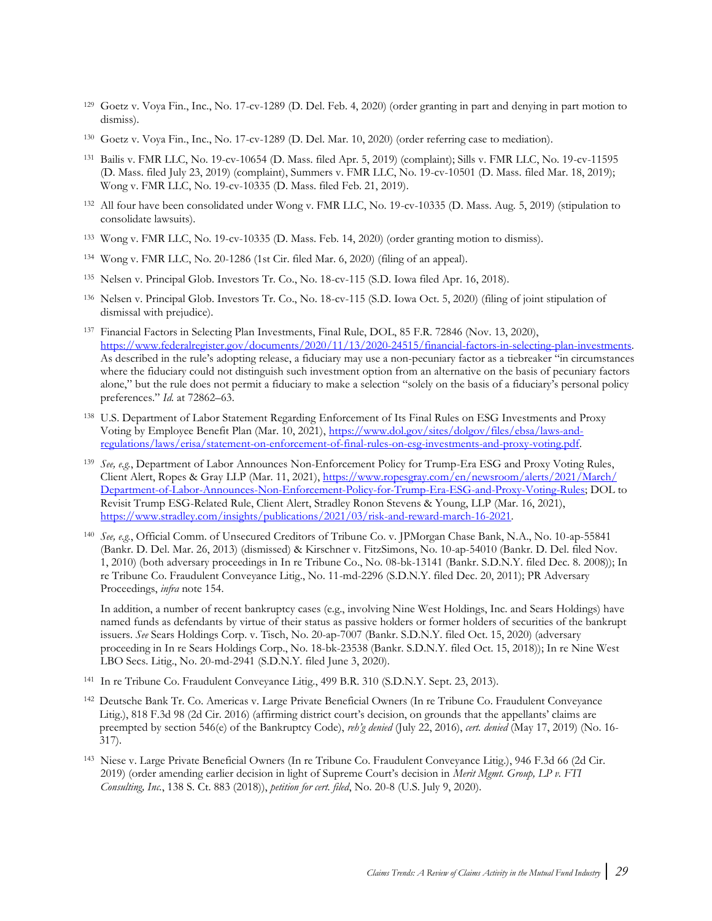[129] Goetz v. Voya Fin., Inc., No. 17-cv-1289 (D. Del. Feb. 4, 2020) (order granting in part and denying in part motion to dismiss).

[130] Goetz v. Voya Fin., Inc., No. 17-cv-1289 (D. Del. Mar. 10, 2020) (order referring case to mediation).

[131] Bailis v. FMR LLC, No. 19-cv-10654 (D. Mass. filed Apr. 5, 2019) (complaint); Sills v. FMR LLC, No. 19-cv-11595 (D. Mass. filed July 23, 2019) (complaint), Summers v. FMR LLC, No. 19-cv-10501 (D. Mass. filed Mar. 18, 2019); Wong v. FMR LLC, No. 19-cv-10335 (D. Mass. filed Feb. 21, 2019).

[132] All four have been consolidated under Wong v. FMR LLC, No. 19-cv-10335 (D. Mass. Aug. 5, 2019) (stipulation to consolidate lawsuits).

[133] Wong v. FMR LLC, No. 19-cv-10335 (D. Mass. Feb. 14, 2020) (order granting motion to dismiss).

[134] Wong v. FMR LLC, No. 20-1286 (1st Cir. filed Mar. 6, 2020) (filing of an appeal).

[135] Nelsen v. Principal Glob. Investors Tr. Co., No. 18-cv-115 (S.D. Iowa filed Apr. 16, 2018).

[136] Nelsen v. Principal Glob. Investors Tr. Co., No. 18-cv-115 (S.D. Iowa Oct. 5, 2020) (filing of joint stipulation of dismissal with prejudice).

[137] Financial Factors in Selecting Plan Investments, Final Rule, DOL, 85 F.R. 72846 (Nov. 13, 2020), https://www.federalregister.gov/documents/2020/11/13/2020-24515/financial-factors-in-selecting-plan-investments. As described in the rule's adopting release, a fiduciary may use a non-pecuniary factor as a tiebreaker "in circumstances where the fiduciary could not distinguish such investment option from an alternative on the basis of pecuniary factors alone," but the rule does not permit a fiduciary to make a selection "solely on the basis of a fiduciary's personal policy preferences." *Id.* at 72862–63.

[138] U.S. Department of Labor Statement Regarding Enforcement of Its Final Rules on ESG Investments and Proxy Voting by Employee Benefit Plan (Mar. 10, 2021), https://www.dol.gov/sites/dolgov/files/ebsa/laws-and-regulations/laws/erisa/statement-on-enforcement-of-final-rules-on-esg-investments-and-proxy-voting.pdf.

[139] *See, e.g.*, Department of Labor Announces Non-Enforcement Policy for Trump-Era ESG and Proxy Voting Rules, Client Alert, Ropes & Gray LLP (Mar. 11, 2021), https://www.ropesgray.com/en/newsroom/alerts/2021/March/Department-of-Labor-Announces-Non-Enforcement-Policy-for-Trump-Era-ESG-and-Proxy-Voting-Rules; DOL to Revisit Trump ESG-Related Rule, Client Alert, Stradley Ronon Stevens & Young, LLP (Mar. 16, 2021), https://www.stradley.com/insights/publications/2021/03/risk-and-reward-march-16-2021.

[140] *See, e.g.*, Official Comm. of Unsecured Creditors of Tribune Co. v. JPMorgan Chase Bank, N.A., No. 10-ap-55841 (Bankr. D. Del. Mar. 26, 2013) (dismissed) & Kirschner v. FitzSimons, No. 10-ap-54010 (Bankr. D. Del. filed Nov. 1, 2010) (both adversary proceedings in In re Tribune Co., No. 08-bk-13141 (Bankr. S.D.N.Y. filed Dec. 8. 2008)); In re Tribune Co. Fraudulent Conveyance Litig., No. 11-md-2296 (S.D.N.Y. filed Dec. 20, 2011); PR Adversary Proceedings, *infra* note 154.

In addition, a number of recent bankruptcy cases (e.g., involving Nine West Holdings, Inc. and Sears Holdings) have named funds as defendants by virtue of their status as passive holders or former holders of securities of the bankrupt issuers. *See* Sears Holdings Corp. v. Tisch, No. 20-ap-7007 (Bankr. S.D.N.Y. filed Oct. 15, 2020) (adversary proceeding in In re Sears Holdings Corp., No. 18-bk-23538 (Bankr. S.D.N.Y. filed Oct. 15, 2018)); In re Nine West LBO Secs. Litig., No. 20-md-2941 (S.D.N.Y. filed June 3, 2020).

[141] In re Tribune Co. Fraudulent Conveyance Litig., 499 B.R. 310 (S.D.N.Y. Sept. 23, 2013).

[142] Deutsche Bank Tr. Co. Americas v. Large Private Beneficial Owners (In re Tribune Co. Fraudulent Conveyance Litig.), 818 F.3d 98 (2d Cir. 2016) (affirming district court's decision, on grounds that the appellants' claims are preempted by section 546(e) of the Bankruptcy Code), *reh'g denied* (July 22, 2016), *cert. denied* (May 17, 2019) (No. 16-317).

[143] Niese v. Large Private Beneficial Owners (In re Tribune Co. Fraudulent Conveyance Litig.), 946 F.3d 66 (2d Cir. 2019) (order amending earlier decision in light of Supreme Court's decision in *Merit Mgmt. Group, LP v. FTI Consulting, Inc.*, 138 S. Ct. 883 (2018)), *petition for cert. filed*, No. 20-8 (U.S. July 9, 2020).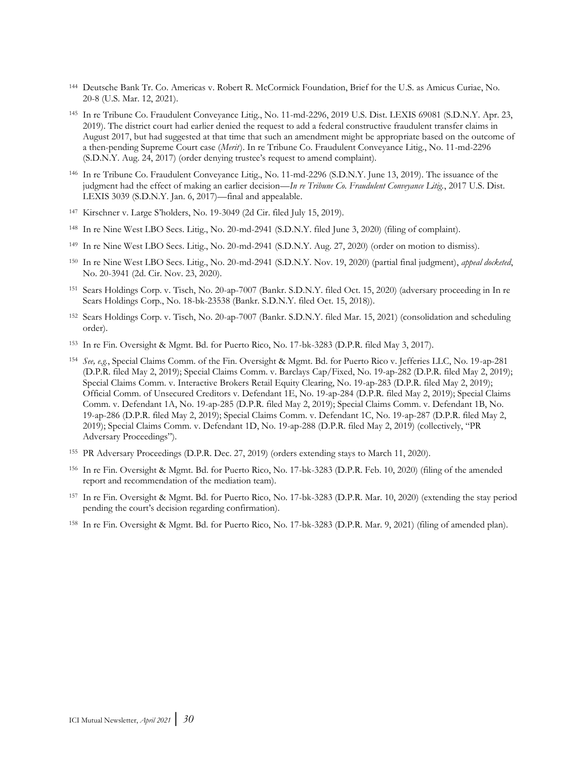[144] Deutsche Bank Tr. Co. Americas v. Robert R. McCormick Foundation, Brief for the U.S. as Amicus Curiae, No. 20-8 (U.S. Mar. 12, 2021).

[145] In re Tribune Co. Fraudulent Conveyance Litig., No. 11-md-2296, 2019 U.S. Dist. LEXIS 69081 (S.D.N.Y. Apr. 23, 2019). The district court had earlier denied the request to add a federal constructive fraudulent transfer claims in August 2017, but had suggested at that time that such an amendment might be appropriate based on the outcome of a then-pending Supreme Court case (*Merit*). In re Tribune Co. Fraudulent Conveyance Litig., No. 11-md-2296 (S.D.N.Y. Aug. 24, 2017) (order denying trustee's request to amend complaint).

[146] In re Tribune Co. Fraudulent Conveyance Litig., No. 11-md-2296 (S.D.N.Y. June 13, 2019). The issuance of the judgment had the effect of making an earlier decision—*In re Tribune Co. Fraudulent Conveyance Litig.*, 2017 U.S. Dist. LEXIS 3039 (S.D.N.Y. Jan. 6, 2017)—final and appealable.

[147] Kirschner v. Large S'holders, No. 19-3049 (2d Cir. filed July 15, 2019).

[148] In re Nine West LBO Secs. Litig., No. 20-md-2941 (S.D.N.Y. filed June 3, 2020) (filing of complaint).

[149] In re Nine West LBO Secs. Litig., No. 20-md-2941 (S.D.N.Y. Aug. 27, 2020) (order on motion to dismiss).

[150] In re Nine West LBO Secs. Litig., No. 20-md-2941 (S.D.N.Y. Nov. 19, 2020) (partial final judgment), *appeal docketed*, No. 20-3941 (2d. Cir. Nov. 23, 2020).

[151] Sears Holdings Corp. v. Tisch, No. 20-ap-7007 (Bankr. S.D.N.Y. filed Oct. 15, 2020) (adversary proceeding in In re Sears Holdings Corp., No. 18-bk-23538 (Bankr. S.D.N.Y. filed Oct. 15, 2018)).

[152] Sears Holdings Corp. v. Tisch, No. 20-ap-7007 (Bankr. S.D.N.Y. filed Mar. 15, 2021) (consolidation and scheduling order).

[153] In re Fin. Oversight & Mgmt. Bd. for Puerto Rico, No. 17-bk-3283 (D.P.R. filed May 3, 2017).

[154] *See, e.g.*, Special Claims Comm. of the Fin. Oversight & Mgmt. Bd. for Puerto Rico v. Jefferies LLC, No. 19-ap-281 (D.P.R. filed May 2, 2019); Special Claims Comm. v. Barclays Cap/Fixed, No. 19-ap-282 (D.P.R. filed May 2, 2019); Special Claims Comm. v. Interactive Brokers Retail Equity Clearing, No. 19-ap-283 (D.P.R. filed May 2, 2019); Official Comm. of Unsecured Creditors v. Defendant 1E, No. 19-ap-284 (D.P.R. filed May 2, 2019); Special Claims Comm. v. Defendant 1A, No. 19-ap-285 (D.P.R. filed May 2, 2019); Special Claims Comm. v. Defendant 1B, No. 19-ap-286 (D.P.R. filed May 2, 2019); Special Claims Comm. v. Defendant 1C, No. 19-ap-287 (D.P.R. filed May 2, 2019); Special Claims Comm. v. Defendant 1D, No. 19-ap-288 (D.P.R. filed May 2, 2019) (collectively, "PR Adversary Proceedings").

[155] PR Adversary Proceedings (D.P.R. Dec. 27, 2019) (orders extending stays to March 11, 2020).

[156] In re Fin. Oversight & Mgmt. Bd. for Puerto Rico, No. 17-bk-3283 (D.P.R. Feb. 10, 2020) (filing of the amended report and recommendation of the mediation team).

[157] In re Fin. Oversight & Mgmt. Bd. for Puerto Rico, No. 17-bk-3283 (D.P.R. Mar. 10, 2020) (extending the stay period pending the court's decision regarding confirmation).

[158] In re Fin. Oversight & Mgmt. Bd. for Puerto Rico, No. 17-bk-3283 (D.P.R. Mar. 9, 2021) (filing of amended plan).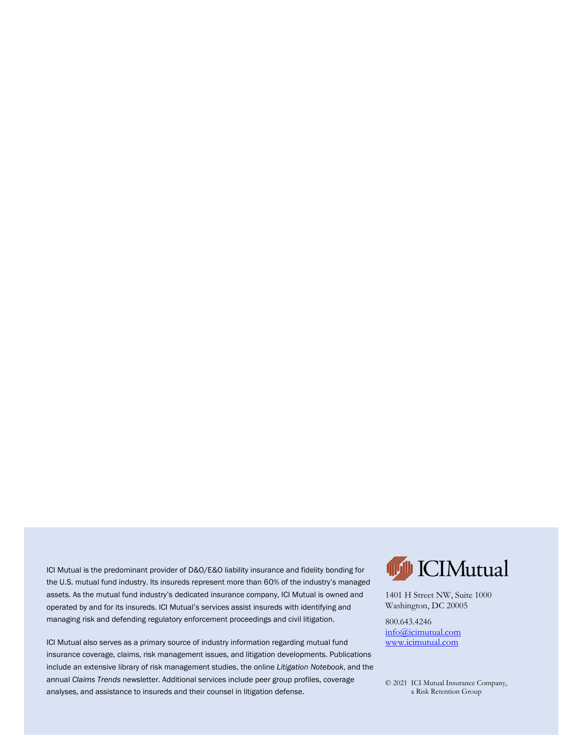ICI Mutual is the predominant provider of D&O/E&O liability insurance and fidelity bonding for the U.S. mutual fund industry. Its insureds represent more than 60% of the industry's managed assets. As the mutual fund industry's dedicated insurance company, ICI Mutual is owned and operated by and for its insureds. ICI Mutual's services assist insureds with identifying and managing risk and defending regulatory enforcement proceedings and civil litigation.

ICI Mutual also serves as a primary source of industry information regarding mutual fund insurance coverage, claims, risk management issues, and litigation developments. Publications include an extensive library of risk management studies, the online *Litigation Notebook*, and the annual *Claims Trends* newsletter. Additional services include peer group profiles, coverage analyses, and assistance to insureds and their counsel in litigation defense.

ICIMutual

1401 H Street NW, Suite 1000
Washington, DC 20005

800.643.4246
info@icimutual.com
www.icimutual.com

© 2021 ICI Mutual Insurance Company, a Risk Retention Group